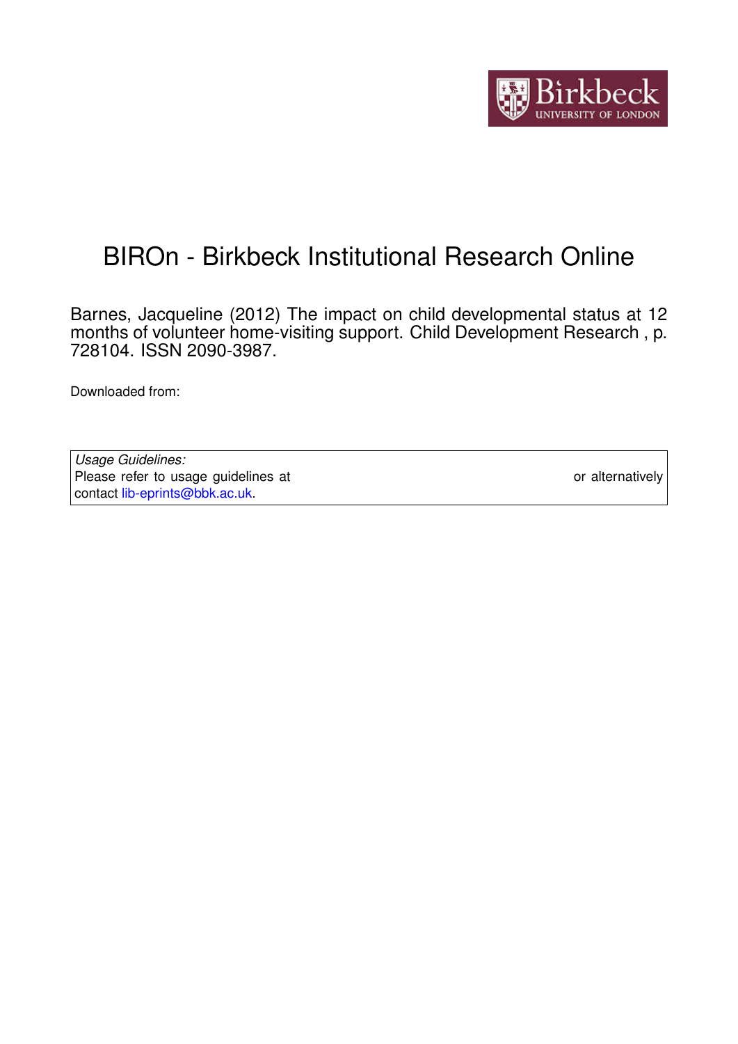# BIROn - Birkbeck Institutional Research Online

Barnes, Jacqueline (2012) The impact on child developmental status at 12 months of volunteer home-visiting support. Child Development Research , p. 728104. ISSN 2090-3987.

Downloaded from:

*Usage Guidelines:*
Please refer to usage guidelines at or alternatively contact lib-eprints@bbk.ac.uk.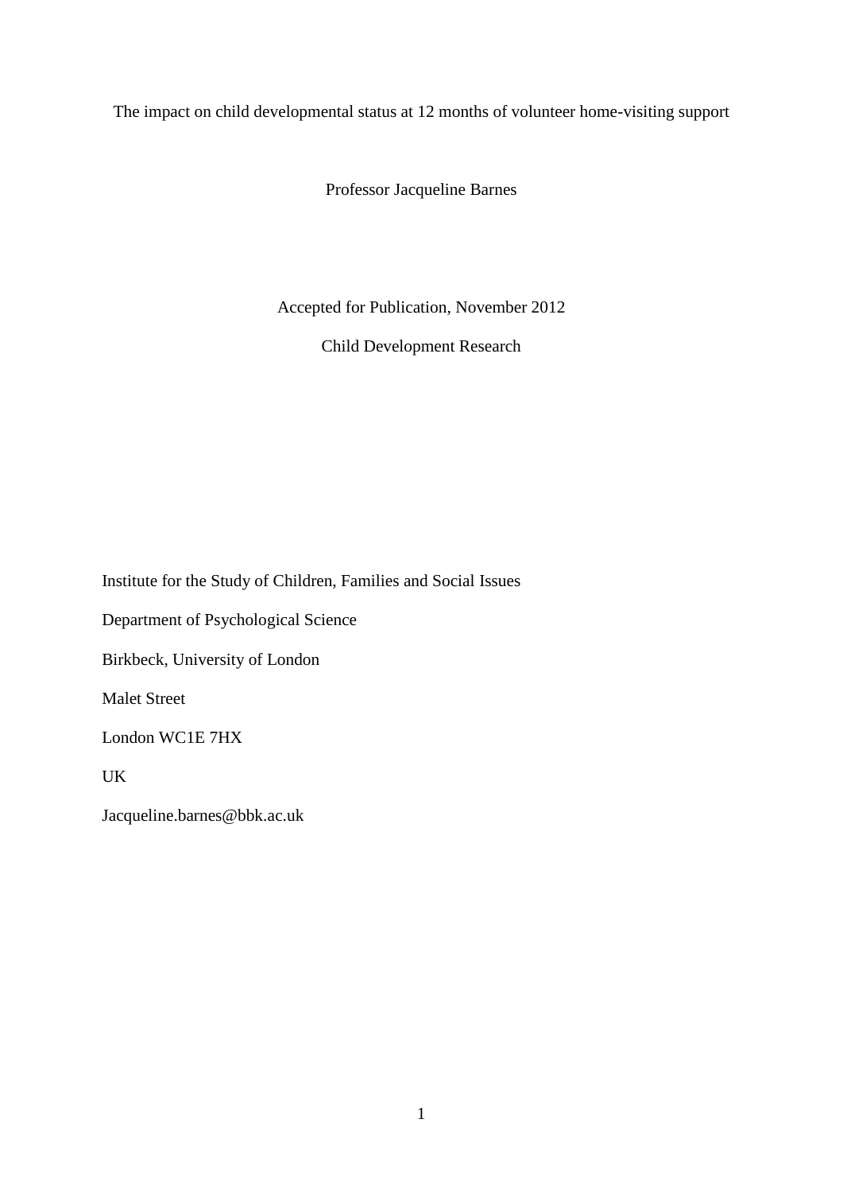# The impact on child developmental status at 12 months of volunteer home-visiting support

Professor Jacqueline Barnes

Accepted for Publication, November 2012

Child Development Research

Institute for the Study of Children, Families and Social Issues

Department of Psychological Science

Birkbeck, University of London

Malet Street

London WC1E 7HX

UK

Jacqueline.barnes@bbk.ac.uk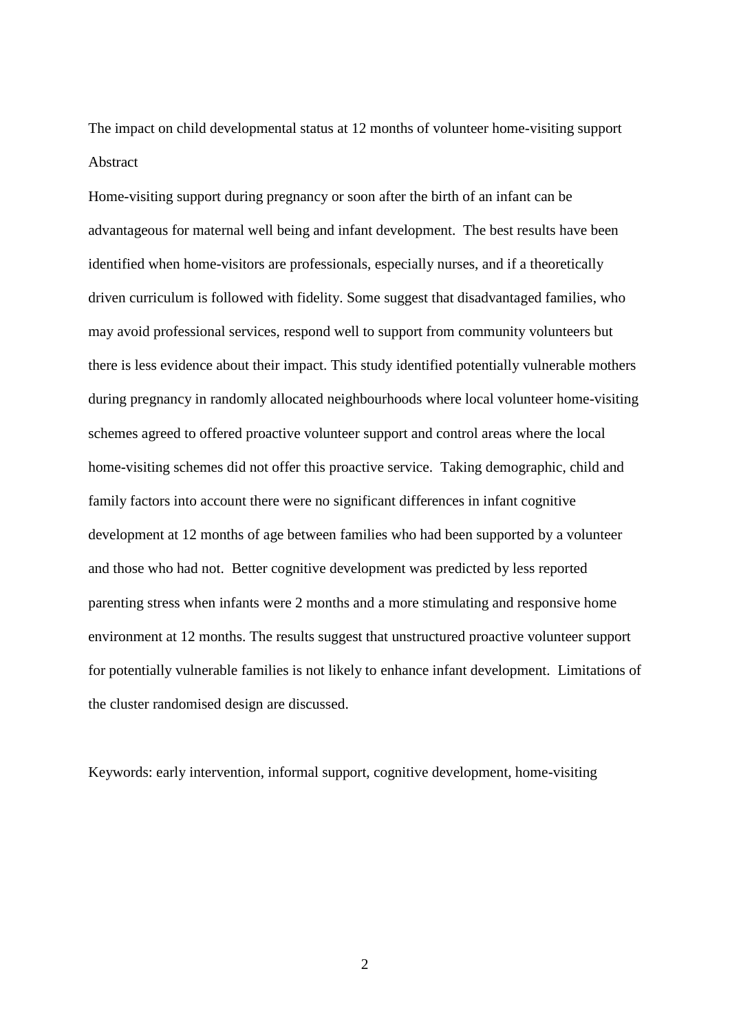The impact on child developmental status at 12 months of volunteer home-visiting support

## Abstract

Home-visiting support during pregnancy or soon after the birth of an infant can be advantageous for maternal well being and infant development. The best results have been identified when home-visitors are professionals, especially nurses, and if a theoretically driven curriculum is followed with fidelity. Some suggest that disadvantaged families, who may avoid professional services, respond well to support from community volunteers but there is less evidence about their impact. This study identified potentially vulnerable mothers during pregnancy in randomly allocated neighbourhoods where local volunteer home-visiting schemes agreed to offered proactive volunteer support and control areas where the local home-visiting schemes did not offer this proactive service. Taking demographic, child and family factors into account there were no significant differences in infant cognitive development at 12 months of age between families who had been supported by a volunteer and those who had not. Better cognitive development was predicted by less reported parenting stress when infants were 2 months and a more stimulating and responsive home environment at 12 months. The results suggest that unstructured proactive volunteer support for potentially vulnerable families is not likely to enhance infant development. Limitations of the cluster randomised design are discussed.

Keywords: early intervention, informal support, cognitive development, home-visiting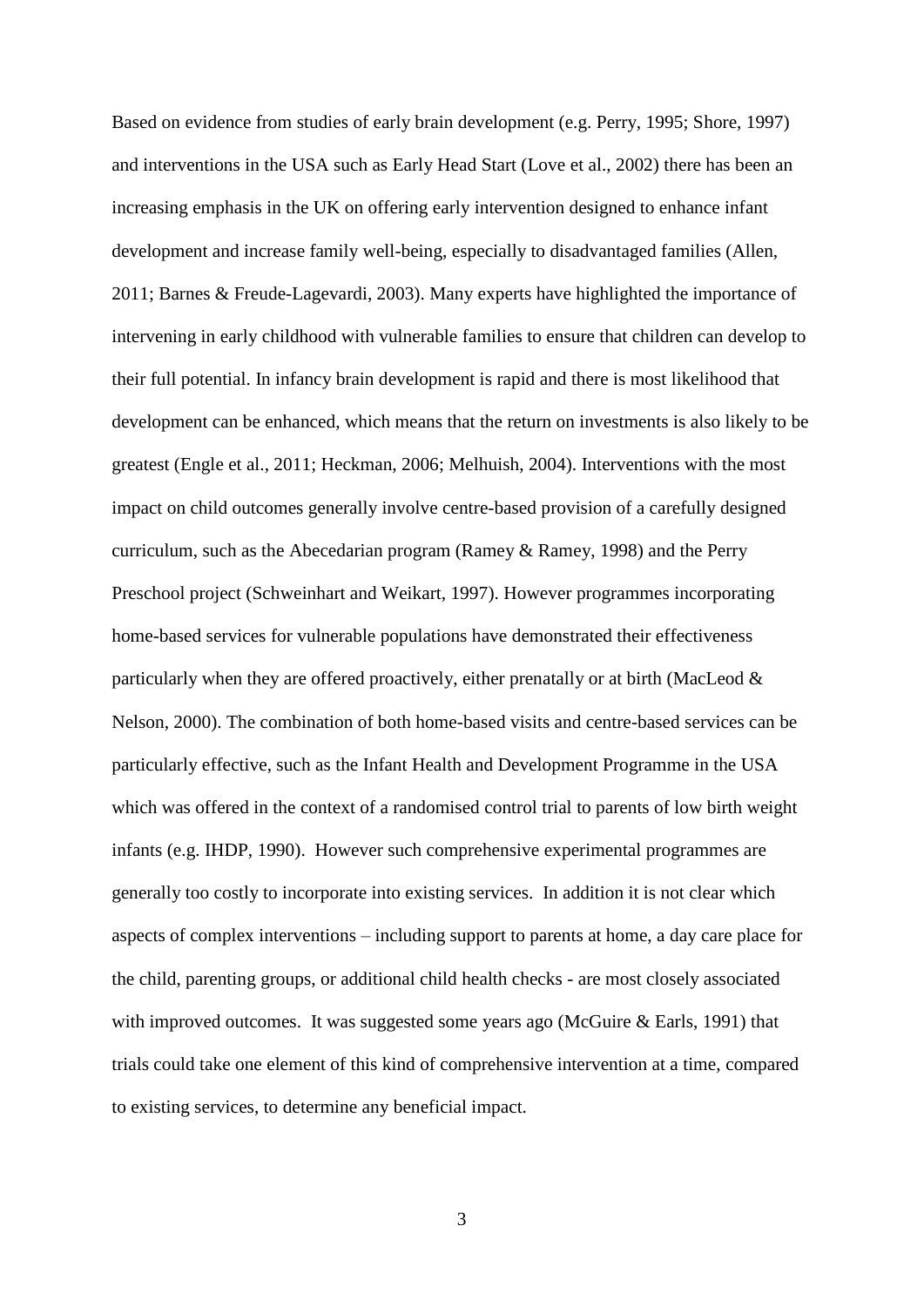Based on evidence from studies of early brain development (e.g. Perry, 1995; Shore, 1997) and interventions in the USA such as Early Head Start (Love et al., 2002) there has been an increasing emphasis in the UK on offering early intervention designed to enhance infant development and increase family well-being, especially to disadvantaged families (Allen, 2011; Barnes & Freude-Lagevardi, 2003). Many experts have highlighted the importance of intervening in early childhood with vulnerable families to ensure that children can develop to their full potential. In infancy brain development is rapid and there is most likelihood that development can be enhanced, which means that the return on investments is also likely to be greatest (Engle et al., 2011; Heckman, 2006; Melhuish, 2004). Interventions with the most impact on child outcomes generally involve centre-based provision of a carefully designed curriculum, such as the Abecedarian program (Ramey & Ramey, 1998) and the Perry Preschool project (Schweinhart and Weikart, 1997). However programmes incorporating home-based services for vulnerable populations have demonstrated their effectiveness particularly when they are offered proactively, either prenatally or at birth (MacLeod & Nelson, 2000). The combination of both home-based visits and centre-based services can be particularly effective, such as the Infant Health and Development Programme in the USA which was offered in the context of a randomised control trial to parents of low birth weight infants (e.g. IHDP, 1990). However such comprehensive experimental programmes are generally too costly to incorporate into existing services. In addition it is not clear which aspects of complex interventions – including support to parents at home, a day care place for the child, parenting groups, or additional child health checks - are most closely associated with improved outcomes. It was suggested some years ago (McGuire & Earls, 1991) that trials could take one element of this kind of comprehensive intervention at a time, compared to existing services, to determine any beneficial impact.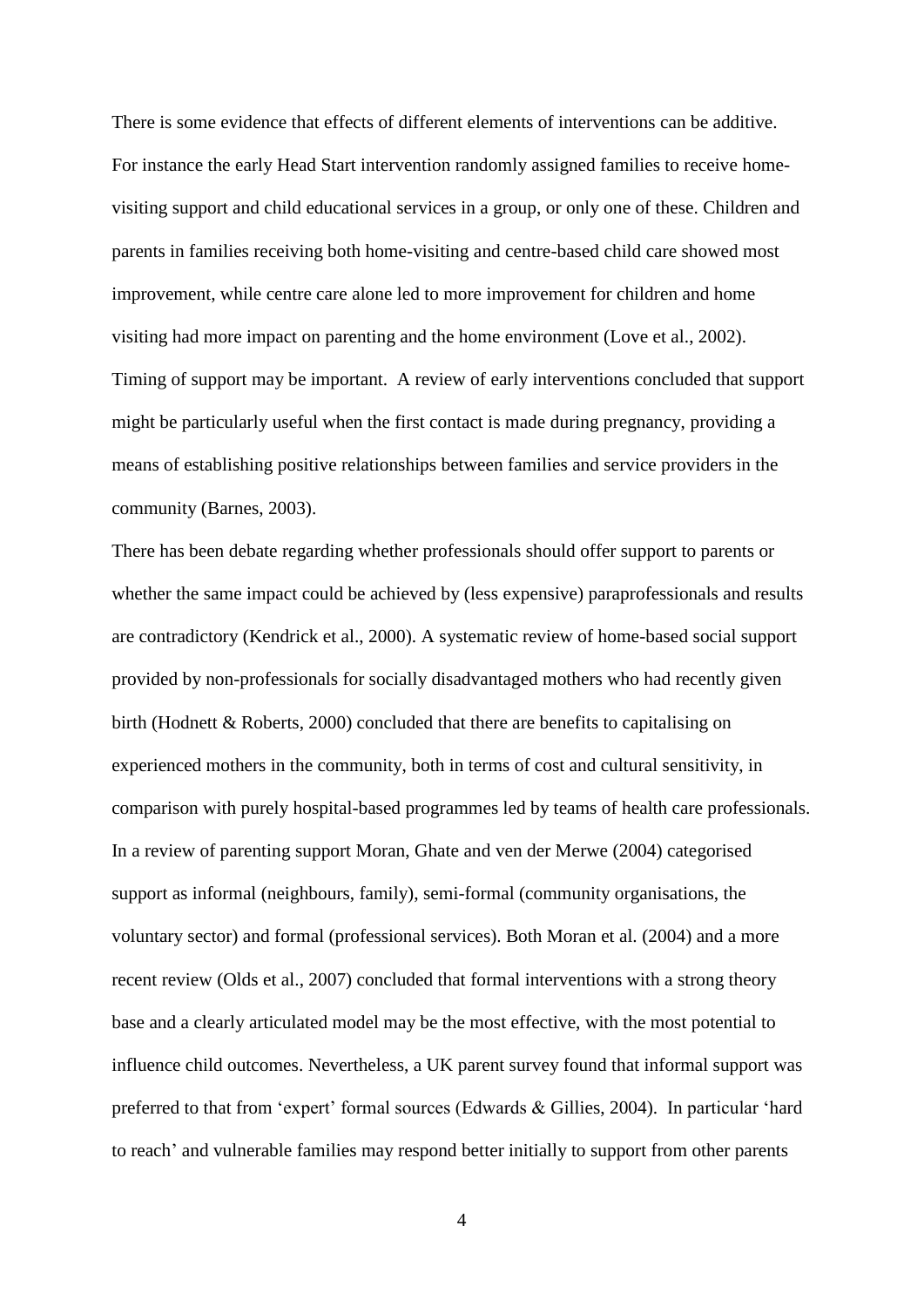There is some evidence that effects of different elements of interventions can be additive. For instance the early Head Start intervention randomly assigned families to receive home-visiting support and child educational services in a group, or only one of these. Children and parents in families receiving both home-visiting and centre-based child care showed most improvement, while centre care alone led to more improvement for children and home visiting had more impact on parenting and the home environment (Love et al., 2002). Timing of support may be important. A review of early interventions concluded that support might be particularly useful when the first contact is made during pregnancy, providing a means of establishing positive relationships between families and service providers in the community (Barnes, 2003).

There has been debate regarding whether professionals should offer support to parents or whether the same impact could be achieved by (less expensive) paraprofessionals and results are contradictory (Kendrick et al., 2000). A systematic review of home-based social support provided by non-professionals for socially disadvantaged mothers who had recently given birth (Hodnett & Roberts, 2000) concluded that there are benefits to capitalising on experienced mothers in the community, both in terms of cost and cultural sensitivity, in comparison with purely hospital-based programmes led by teams of health care professionals. In a review of parenting support Moran, Ghate and ven der Merwe (2004) categorised support as informal (neighbours, family), semi-formal (community organisations, the voluntary sector) and formal (professional services). Both Moran et al. (2004) and a more recent review (Olds et al., 2007) concluded that formal interventions with a strong theory base and a clearly articulated model may be the most effective, with the most potential to influence child outcomes. Nevertheless, a UK parent survey found that informal support was preferred to that from 'expert' formal sources (Edwards & Gillies, 2004). In particular 'hard to reach' and vulnerable families may respond better initially to support from other parents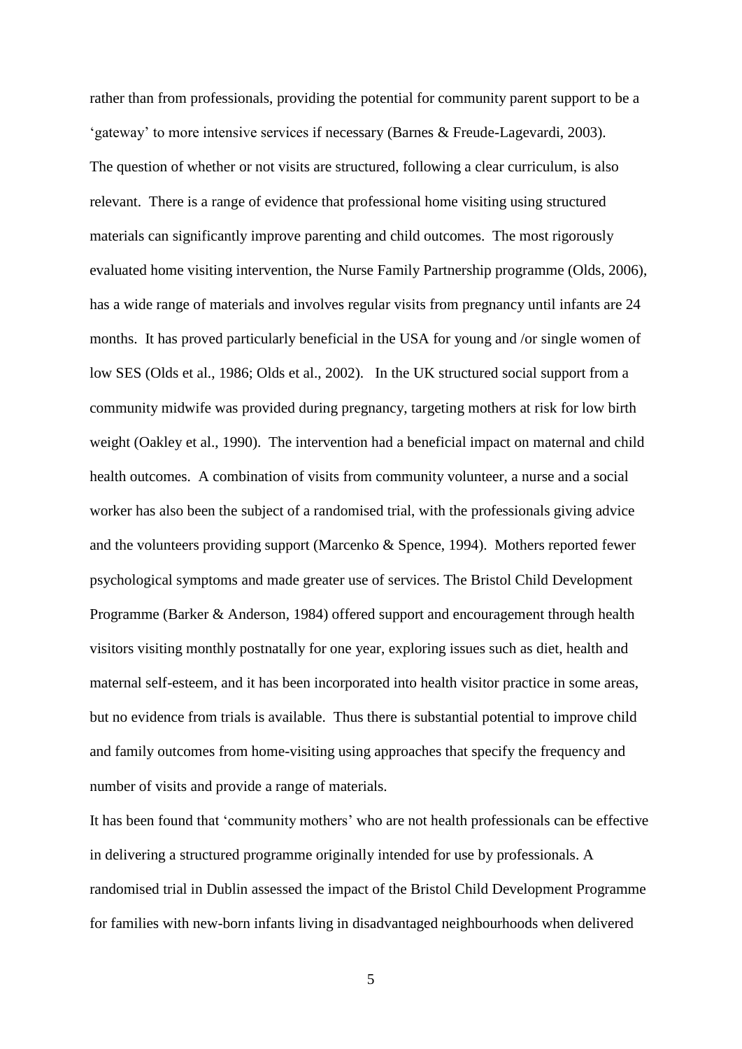rather than from professionals, providing the potential for community parent support to be a 'gateway' to more intensive services if necessary (Barnes & Freude-Lagevardi, 2003).

The question of whether or not visits are structured, following a clear curriculum, is also relevant. There is a range of evidence that professional home visiting using structured materials can significantly improve parenting and child outcomes. The most rigorously evaluated home visiting intervention, the Nurse Family Partnership programme (Olds, 2006), has a wide range of materials and involves regular visits from pregnancy until infants are 24 months. It has proved particularly beneficial in the USA for young and /or single women of low SES (Olds et al., 1986; Olds et al., 2002). In the UK structured social support from a community midwife was provided during pregnancy, targeting mothers at risk for low birth weight (Oakley et al., 1990). The intervention had a beneficial impact on maternal and child health outcomes. A combination of visits from community volunteer, a nurse and a social worker has also been the subject of a randomised trial, with the professionals giving advice and the volunteers providing support (Marcenko & Spence, 1994). Mothers reported fewer psychological symptoms and made greater use of services. The Bristol Child Development Programme (Barker & Anderson, 1984) offered support and encouragement through health visitors visiting monthly postnatally for one year, exploring issues such as diet, health and maternal self-esteem, and it has been incorporated into health visitor practice in some areas, but no evidence from trials is available. Thus there is substantial potential to improve child and family outcomes from home-visiting using approaches that specify the frequency and number of visits and provide a range of materials.

It has been found that 'community mothers' who are not health professionals can be effective in delivering a structured programme originally intended for use by professionals. A randomised trial in Dublin assessed the impact of the Bristol Child Development Programme for families with new-born infants living in disadvantaged neighbourhoods when delivered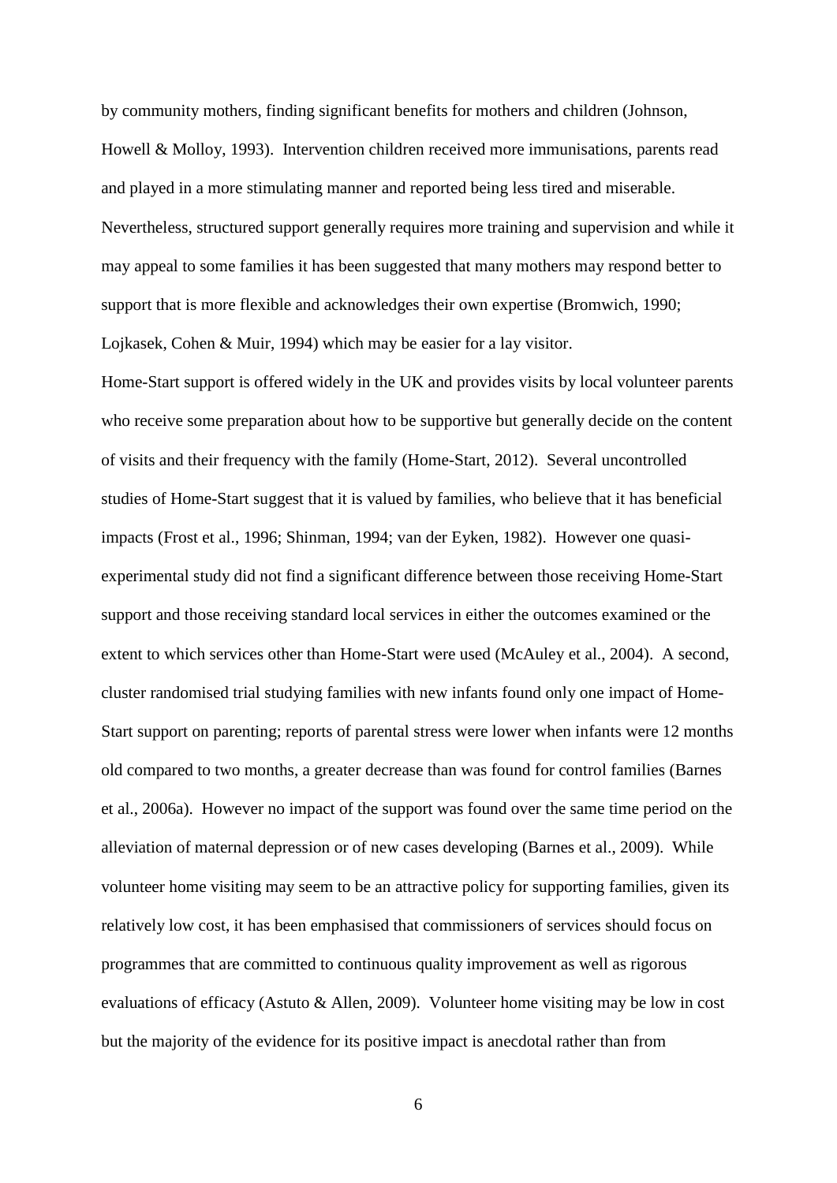by community mothers, finding significant benefits for mothers and children (Johnson, Howell & Molloy, 1993). Intervention children received more immunisations, parents read and played in a more stimulating manner and reported being less tired and miserable. Nevertheless, structured support generally requires more training and supervision and while it may appeal to some families it has been suggested that many mothers may respond better to support that is more flexible and acknowledges their own expertise (Bromwich, 1990; Lojkasek, Cohen & Muir, 1994) which may be easier for a lay visitor.

Home-Start support is offered widely in the UK and provides visits by local volunteer parents who receive some preparation about how to be supportive but generally decide on the content of visits and their frequency with the family (Home-Start, 2012). Several uncontrolled studies of Home-Start suggest that it is valued by families, who believe that it has beneficial impacts (Frost et al., 1996; Shinman, 1994; van der Eyken, 1982). However one quasi-experimental study did not find a significant difference between those receiving Home-Start support and those receiving standard local services in either the outcomes examined or the extent to which services other than Home-Start were used (McAuley et al., 2004). A second, cluster randomised trial studying families with new infants found only one impact of Home-Start support on parenting; reports of parental stress were lower when infants were 12 months old compared to two months, a greater decrease than was found for control families (Barnes et al., 2006a). However no impact of the support was found over the same time period on the alleviation of maternal depression or of new cases developing (Barnes et al., 2009). While volunteer home visiting may seem to be an attractive policy for supporting families, given its relatively low cost, it has been emphasised that commissioners of services should focus on programmes that are committed to continuous quality improvement as well as rigorous evaluations of efficacy (Astuto & Allen, 2009). Volunteer home visiting may be low in cost but the majority of the evidence for its positive impact is anecdotal rather than from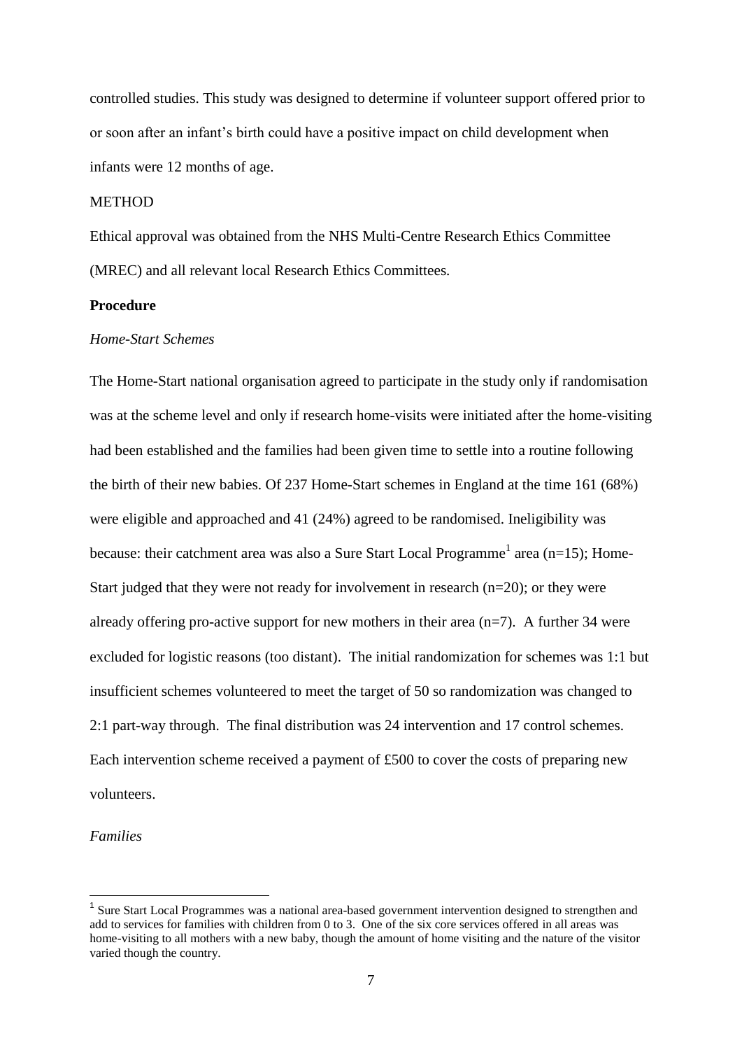controlled studies. This study was designed to determine if volunteer support offered prior to or soon after an infant's birth could have a positive impact on child development when infants were 12 months of age.

## METHOD

Ethical approval was obtained from the NHS Multi-Centre Research Ethics Committee (MREC) and all relevant local Research Ethics Committees.

### Procedure

*Home-Start Schemes*

The Home-Start national organisation agreed to participate in the study only if randomisation was at the scheme level and only if research home-visits were initiated after the home-visiting had been established and the families had been given time to settle into a routine following the birth of their new babies. Of 237 Home-Start schemes in England at the time 161 (68%) were eligible and approached and 41 (24%) agreed to be randomised. Ineligibility was because: their catchment area was also a Sure Start Local Programme[1] area (n=15); Home-Start judged that they were not ready for involvement in research (n=20); or they were already offering pro-active support for new mothers in their area (n=7). A further 34 were excluded for logistic reasons (too distant). The initial randomization for schemes was 1:1 but insufficient schemes volunteered to meet the target of 50 so randomization was changed to 2:1 part-way through. The final distribution was 24 intervention and 17 control schemes. Each intervention scheme received a payment of £500 to cover the costs of preparing new volunteers.

*Families*

[1] Sure Start Local Programmes was a national area-based government intervention designed to strengthen and add to services for families with children from 0 to 3. One of the six core services offered in all areas was home-visiting to all mothers with a new baby, though the amount of home visiting and the nature of the visitor varied though the country.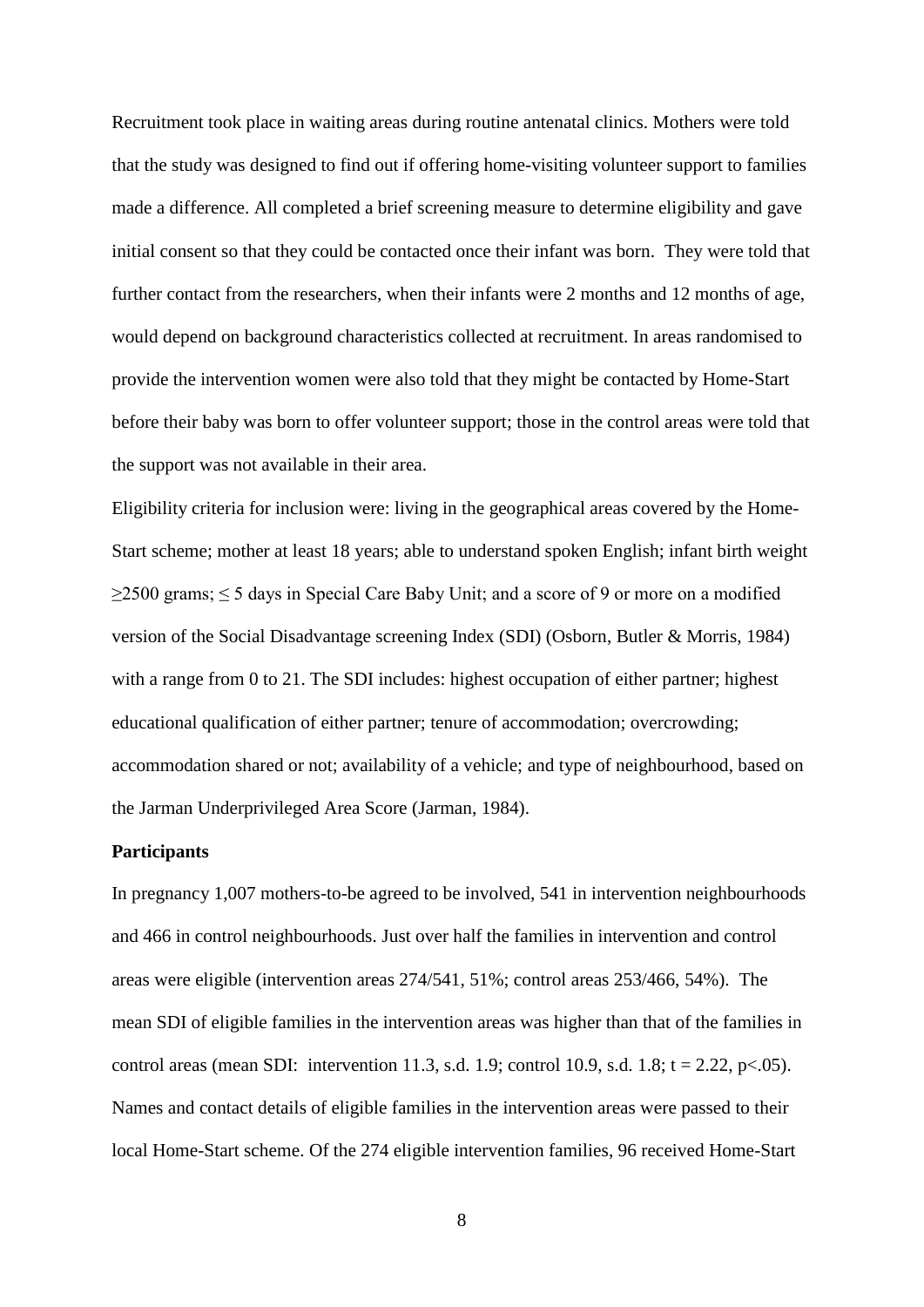Recruitment took place in waiting areas during routine antenatal clinics. Mothers were told that the study was designed to find out if offering home-visiting volunteer support to families made a difference. All completed a brief screening measure to determine eligibility and gave initial consent so that they could be contacted once their infant was born. They were told that further contact from the researchers, when their infants were 2 months and 12 months of age, would depend on background characteristics collected at recruitment. In areas randomised to provide the intervention women were also told that they might be contacted by Home-Start before their baby was born to offer volunteer support; those in the control areas were told that the support was not available in their area.

Eligibility criteria for inclusion were: living in the geographical areas covered by the Home-Start scheme; mother at least 18 years; able to understand spoken English; infant birth weight $\geq$2500 grams; $\leq$ 5 days in Special Care Baby Unit; and a score of 9 or more on a modified version of the Social Disadvantage screening Index (SDI) (Osborn, Butler & Morris, 1984) with a range from 0 to 21. The SDI includes: highest occupation of either partner; highest educational qualification of either partner; tenure of accommodation; overcrowding; accommodation shared or not; availability of a vehicle; and type of neighbourhood, based on the Jarman Underprivileged Area Score (Jarman, 1984).

**Participants**

In pregnancy 1,007 mothers-to-be agreed to be involved, 541 in intervention neighbourhoods and 466 in control neighbourhoods. Just over half the families in intervention and control areas were eligible (intervention areas 274/541, 51%; control areas 253/466, 54%). The mean SDI of eligible families in the intervention areas was higher than that of the families in control areas (mean SDI: intervention 11.3, s.d. 1.9; control 10.9, s.d. 1.8; $t = 2.22$, $p<.05$). Names and contact details of eligible families in the intervention areas were passed to their local Home-Start scheme. Of the 274 eligible intervention families, 96 received Home-Start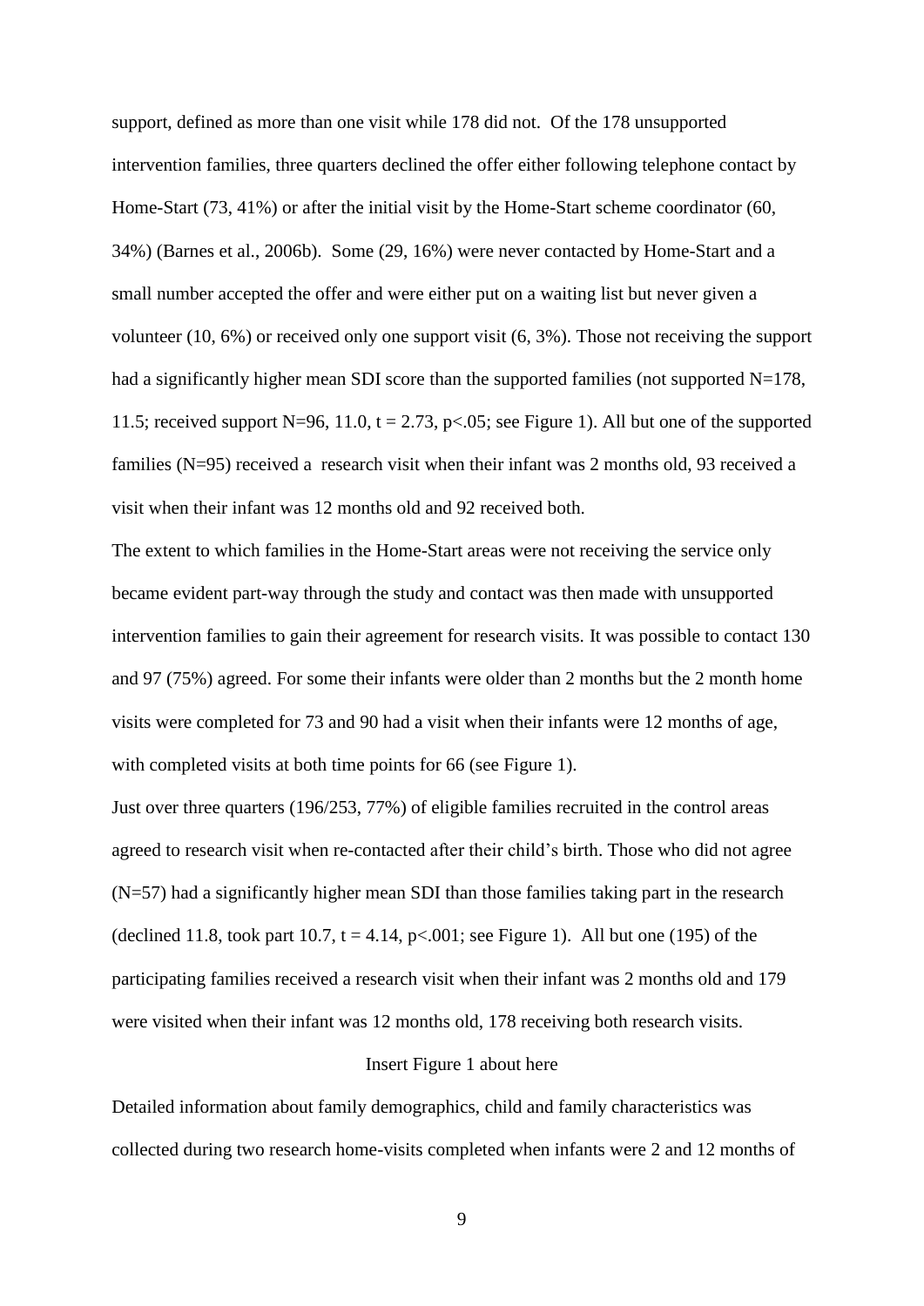support, defined as more than one visit while 178 did not. Of the 178 unsupported intervention families, three quarters declined the offer either following telephone contact by Home-Start (73, 41%) or after the initial visit by the Home-Start scheme coordinator (60, 34%) (Barnes et al., 2006b). Some (29, 16%) were never contacted by Home-Start and a small number accepted the offer and were either put on a waiting list but never given a volunteer (10, 6%) or received only one support visit (6, 3%). Those not receiving the support had a significantly higher mean SDI score than the supported families (not supported N=178, 11.5; received support N=96, 11.0, $t = 2.73$, $p<.05$; see Figure 1). All but one of the supported families (N=95) received a research visit when their infant was 2 months old, 93 received a visit when their infant was 12 months old and 92 received both.

The extent to which families in the Home-Start areas were not receiving the service only became evident part-way through the study and contact was then made with unsupported intervention families to gain their agreement for research visits. It was possible to contact 130 and 97 (75%) agreed. For some their infants were older than 2 months but the 2 month home visits were completed for 73 and 90 had a visit when their infants were 12 months of age, with completed visits at both time points for 66 (see Figure 1).

Just over three quarters (196/253, 77%) of eligible families recruited in the control areas agreed to research visit when re-contacted after their child's birth. Those who did not agree (N=57) had a significantly higher mean SDI than those families taking part in the research (declined 11.8, took part 10.7, $t = 4.14$, $p<.001$; see Figure 1). All but one (195) of the participating families received a research visit when their infant was 2 months old and 179 were visited when their infant was 12 months old, 178 receiving both research visits.

Insert Figure 1 about here

Detailed information about family demographics, child and family characteristics was collected during two research home-visits completed when infants were 2 and 12 months of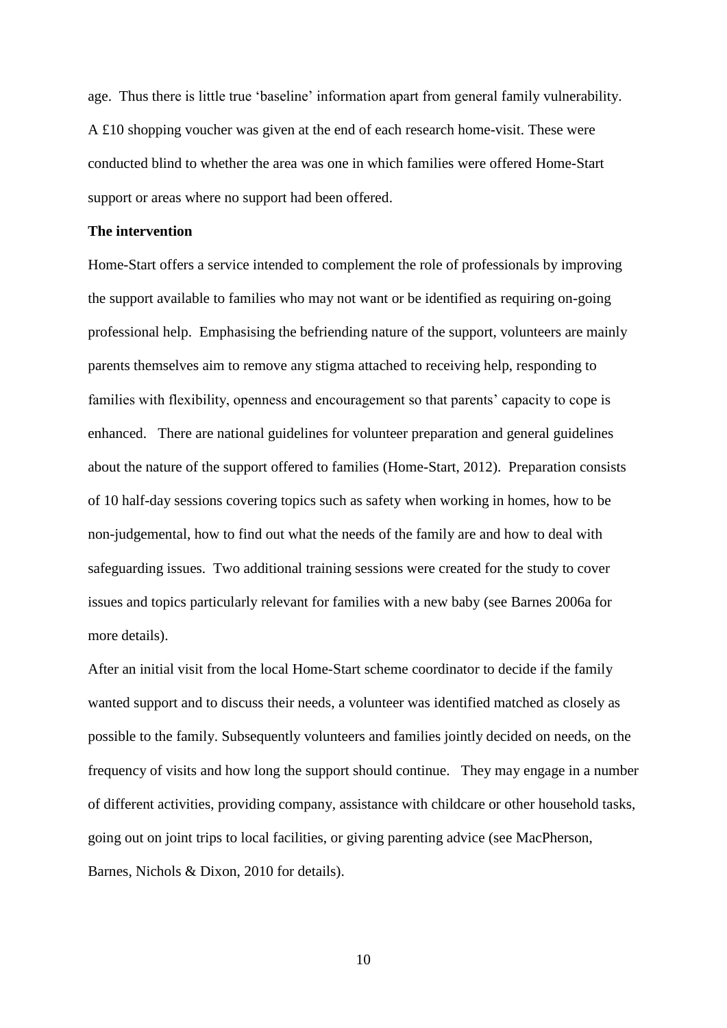age. Thus there is little true 'baseline' information apart from general family vulnerability. A £10 shopping voucher was given at the end of each research home-visit. These were conducted blind to whether the area was one in which families were offered Home-Start support or areas where no support had been offered.

**The intervention**

Home-Start offers a service intended to complement the role of professionals by improving the support available to families who may not want or be identified as requiring on-going professional help. Emphasising the befriending nature of the support, volunteers are mainly parents themselves aim to remove any stigma attached to receiving help, responding to families with flexibility, openness and encouragement so that parents' capacity to cope is enhanced. There are national guidelines for volunteer preparation and general guidelines about the nature of the support offered to families (Home-Start, 2012). Preparation consists of 10 half-day sessions covering topics such as safety when working in homes, how to be non-judgemental, how to find out what the needs of the family are and how to deal with safeguarding issues. Two additional training sessions were created for the study to cover issues and topics particularly relevant for families with a new baby (see Barnes 2006a for more details).

After an initial visit from the local Home-Start scheme coordinator to decide if the family wanted support and to discuss their needs, a volunteer was identified matched as closely as possible to the family. Subsequently volunteers and families jointly decided on needs, on the frequency of visits and how long the support should continue. They may engage in a number of different activities, providing company, assistance with childcare or other household tasks, going out on joint trips to local facilities, or giving parenting advice (see MacPherson, Barnes, Nichols & Dixon, 2010 for details).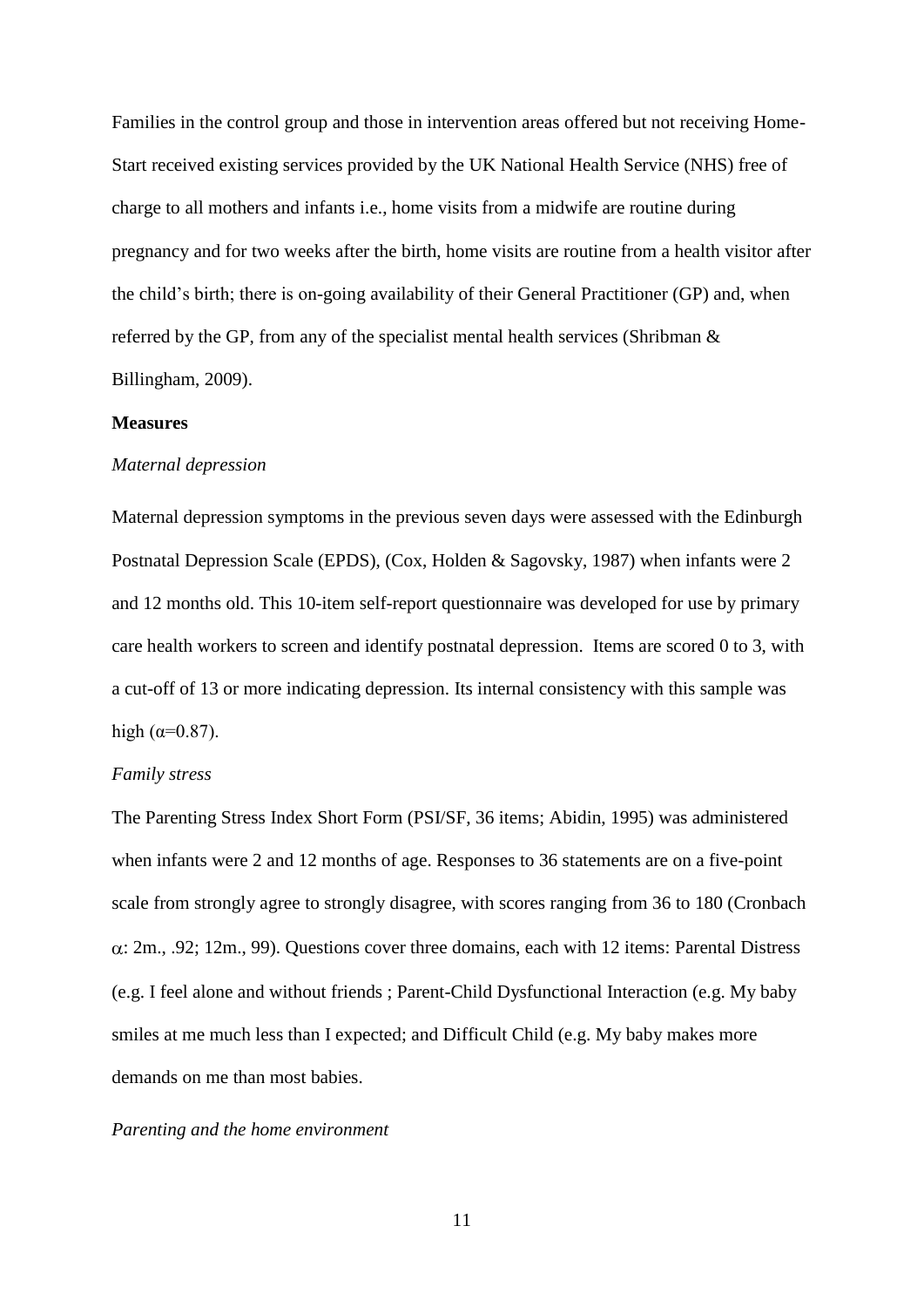Families in the control group and those in intervention areas offered but not receiving Home-Start received existing services provided by the UK National Health Service (NHS) free of charge to all mothers and infants i.e., home visits from a midwife are routine during pregnancy and for two weeks after the birth, home visits are routine from a health visitor after the child's birth; there is on-going availability of their General Practitioner (GP) and, when referred by the GP, from any of the specialist mental health services (Shribman & Billingham, 2009).

**Measures**

*Maternal depression*

Maternal depression symptoms in the previous seven days were assessed with the Edinburgh Postnatal Depression Scale (EPDS), (Cox, Holden & Sagovsky, 1987) when infants were 2 and 12 months old. This 10-item self-report questionnaire was developed for use by primary care health workers to screen and identify postnatal depression. Items are scored 0 to 3, with a cut-off of 13 or more indicating depression. Its internal consistency with this sample was high ($\alpha$=0.87).

*Family stress*

The Parenting Stress Index Short Form (PSI/SF, 36 items; Abidin, 1995) was administered when infants were 2 and 12 months of age. Responses to 36 statements are on a five-point scale from strongly agree to strongly disagree, with scores ranging from 36 to 180 (Cronbach $\alpha$: 2m., .92; 12m., 99). Questions cover three domains, each with 12 items: Parental Distress (e.g. I feel alone and without friends ; Parent-Child Dysfunctional Interaction (e.g. My baby smiles at me much less than I expected; and Difficult Child (e.g. My baby makes more demands on me than most babies.

*Parenting and the home environment*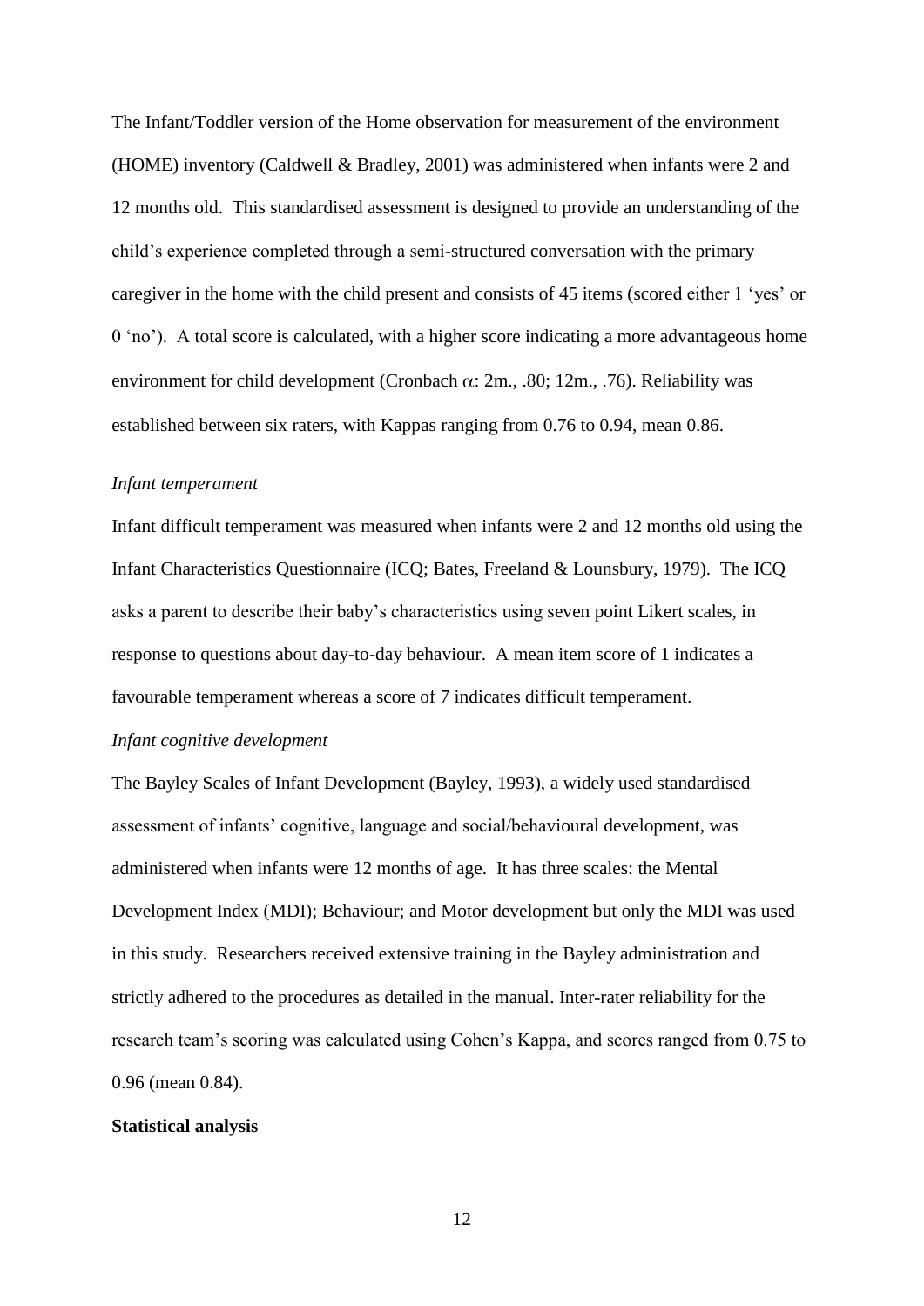The Infant/Toddler version of the Home observation for measurement of the environment (HOME) inventory (Caldwell & Bradley, 2001) was administered when infants were 2 and 12 months old. This standardised assessment is designed to provide an understanding of the child's experience completed through a semi-structured conversation with the primary caregiver in the home with the child present and consists of 45 items (scored either 1 'yes' or 0 'no'). A total score is calculated, with a higher score indicating a more advantageous home environment for child development (Cronbach $\alpha$: 2m., .80; 12m., .76). Reliability was established between six raters, with Kappas ranging from 0.76 to 0.94, mean 0.86.

*Infant temperament*

Infant difficult temperament was measured when infants were 2 and 12 months old using the Infant Characteristics Questionnaire (ICQ; Bates, Freeland & Lounsbury, 1979). The ICQ asks a parent to describe their baby's characteristics using seven point Likert scales, in response to questions about day-to-day behaviour. A mean item score of 1 indicates a favourable temperament whereas a score of 7 indicates difficult temperament.

*Infant cognitive development*

The Bayley Scales of Infant Development (Bayley, 1993), a widely used standardised assessment of infants' cognitive, language and social/behavioural development, was administered when infants were 12 months of age. It has three scales: the Mental Development Index (MDI); Behaviour; and Motor development but only the MDI was used in this study. Researchers received extensive training in the Bayley administration and strictly adhered to the procedures as detailed in the manual. Inter-rater reliability for the research team's scoring was calculated using Cohen's Kappa, and scores ranged from 0.75 to 0.96 (mean 0.84).

**Statistical analysis**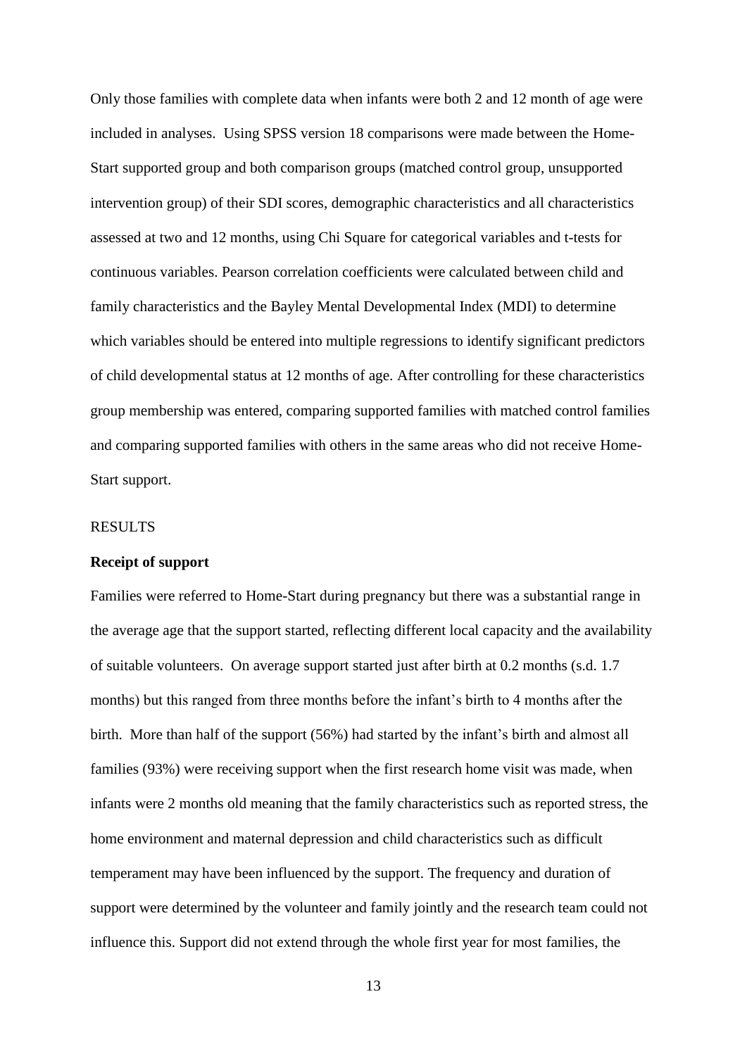Only those families with complete data when infants were both 2 and 12 month of age were included in analyses. Using SPSS version 18 comparisons were made between the Home-Start supported group and both comparison groups (matched control group, unsupported intervention group) of their SDI scores, demographic characteristics and all characteristics assessed at two and 12 months, using Chi Square for categorical variables and t-tests for continuous variables. Pearson correlation coefficients were calculated between child and family characteristics and the Bayley Mental Developmental Index (MDI) to determine which variables should be entered into multiple regressions to identify significant predictors of child developmental status at 12 months of age. After controlling for these characteristics group membership was entered, comparing supported families with matched control families and comparing supported families with others in the same areas who did not receive Home-Start support.

RESULTS

**Receipt of support**

Families were referred to Home-Start during pregnancy but there was a substantial range in the average age that the support started, reflecting different local capacity and the availability of suitable volunteers. On average support started just after birth at 0.2 months (s.d. 1.7 months) but this ranged from three months before the infant's birth to 4 months after the birth. More than half of the support (56%) had started by the infant's birth and almost all families (93%) were receiving support when the first research home visit was made, when infants were 2 months old meaning that the family characteristics such as reported stress, the home environment and maternal depression and child characteristics such as difficult temperament may have been influenced by the support. The frequency and duration of support were determined by the volunteer and family jointly and the research team could not influence this. Support did not extend through the whole first year for most families, the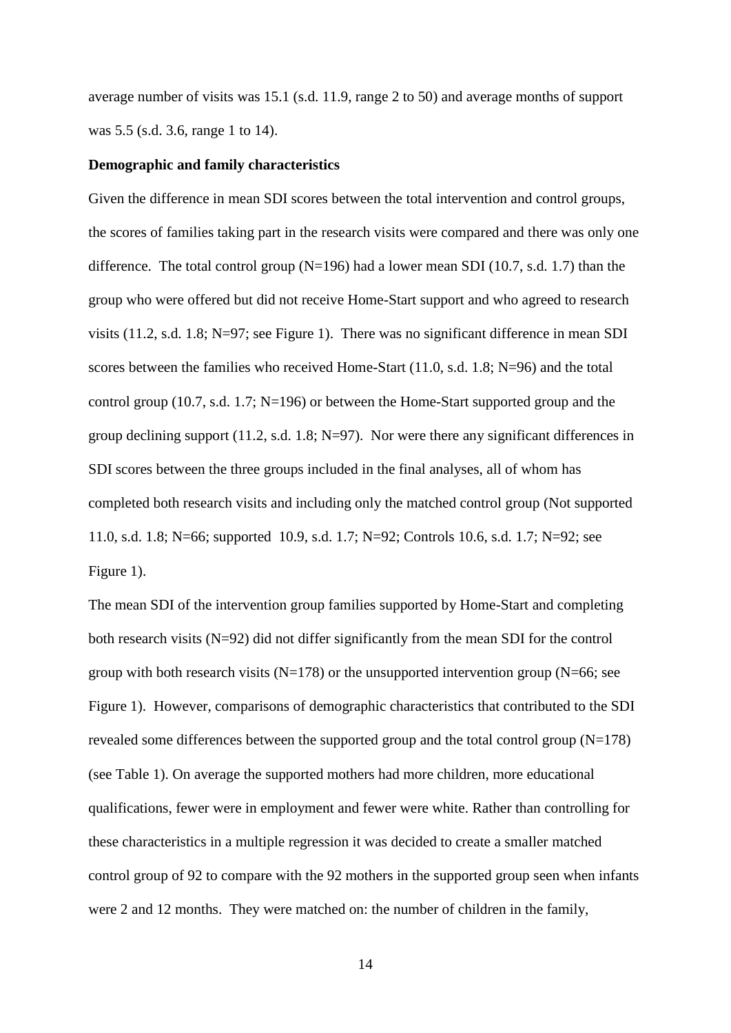average number of visits was 15.1 (s.d. 11.9, range 2 to 50) and average months of support was 5.5 (s.d. 3.6, range 1 to 14).

**Demographic and family characteristics**

Given the difference in mean SDI scores between the total intervention and control groups, the scores of families taking part in the research visits were compared and there was only one difference. The total control group (N=196) had a lower mean SDI (10.7, s.d. 1.7) than the group who were offered but did not receive Home-Start support and who agreed to research visits (11.2, s.d. 1.8; N=97; see Figure 1). There was no significant difference in mean SDI scores between the families who received Home-Start (11.0, s.d. 1.8; N=96) and the total control group (10.7, s.d. 1.7; N=196) or between the Home-Start supported group and the group declining support (11.2, s.d. 1.8; N=97). Nor were there any significant differences in SDI scores between the three groups included in the final analyses, all of whom has completed both research visits and including only the matched control group (Not supported 11.0, s.d. 1.8; N=66; supported 10.9, s.d. 1.7; N=92; Controls 10.6, s.d. 1.7; N=92; see Figure 1).

The mean SDI of the intervention group families supported by Home-Start and completing both research visits (N=92) did not differ significantly from the mean SDI for the control group with both research visits (N=178) or the unsupported intervention group (N=66; see Figure 1). However, comparisons of demographic characteristics that contributed to the SDI revealed some differences between the supported group and the total control group (N=178) (see Table 1). On average the supported mothers had more children, more educational qualifications, fewer were in employment and fewer were white. Rather than controlling for these characteristics in a multiple regression it was decided to create a smaller matched control group of 92 to compare with the 92 mothers in the supported group seen when infants were 2 and 12 months. They were matched on: the number of children in the family,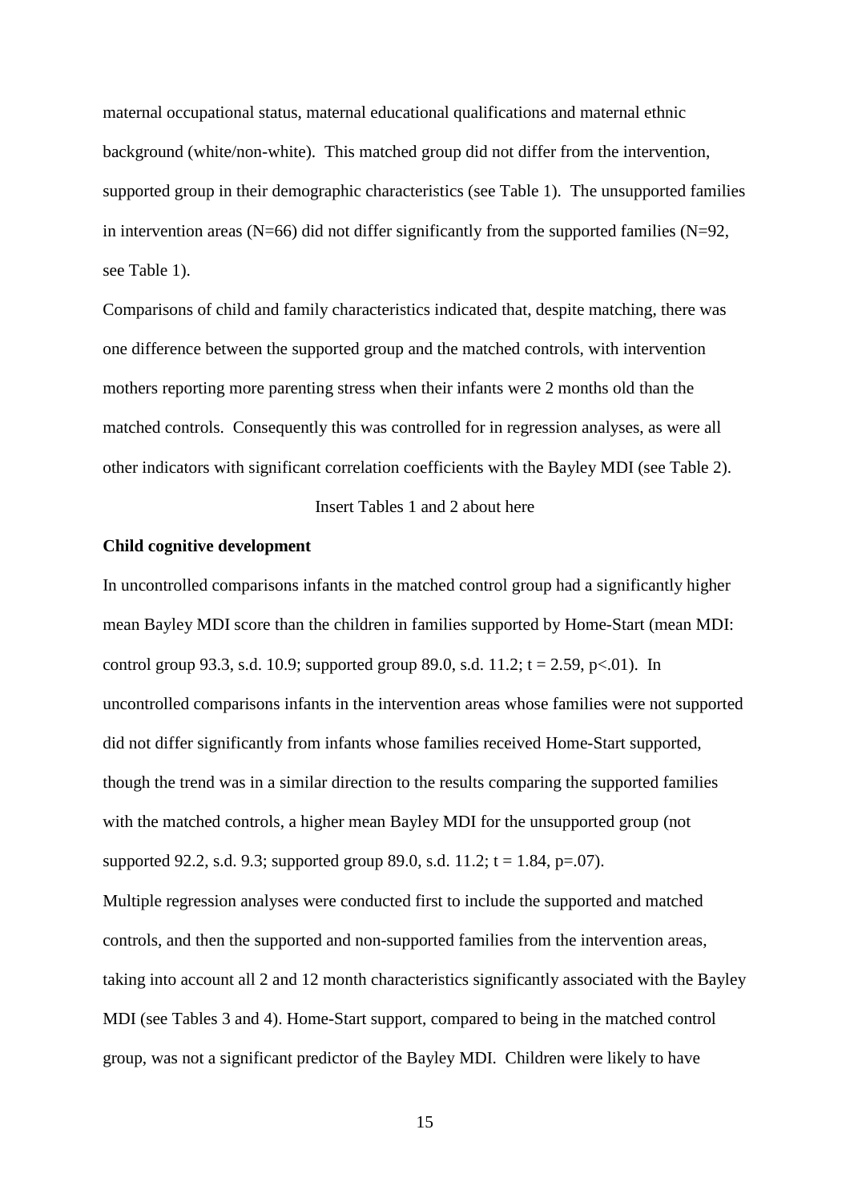maternal occupational status, maternal educational qualifications and maternal ethnic background (white/non-white). This matched group did not differ from the intervention, supported group in their demographic characteristics (see Table 1). The unsupported families in intervention areas (N=66) did not differ significantly from the supported families (N=92, see Table 1).

Comparisons of child and family characteristics indicated that, despite matching, there was one difference between the supported group and the matched controls, with intervention mothers reporting more parenting stress when their infants were 2 months old than the matched controls. Consequently this was controlled for in regression analyses, as were all other indicators with significant correlation coefficients with the Bayley MDI (see Table 2).

Insert Tables 1 and 2 about here

**Child cognitive development**

In uncontrolled comparisons infants in the matched control group had a significantly higher mean Bayley MDI score than the children in families supported by Home-Start (mean MDI: control group 93.3, s.d. 10.9; supported group 89.0, s.d. 11.2; $t = 2.59$, $p<.01$). In uncontrolled comparisons infants in the intervention areas whose families were not supported did not differ significantly from infants whose families received Home-Start supported, though the trend was in a similar direction to the results comparing the supported families with the matched controls, a higher mean Bayley MDI for the unsupported group (not supported 92.2, s.d. 9.3; supported group 89.0, s.d. 11.2; $t = 1.84$, $p=.07$).

Multiple regression analyses were conducted first to include the supported and matched controls, and then the supported and non-supported families from the intervention areas, taking into account all 2 and 12 month characteristics significantly associated with the Bayley MDI (see Tables 3 and 4). Home-Start support, compared to being in the matched control group, was not a significant predictor of the Bayley MDI. Children were likely to have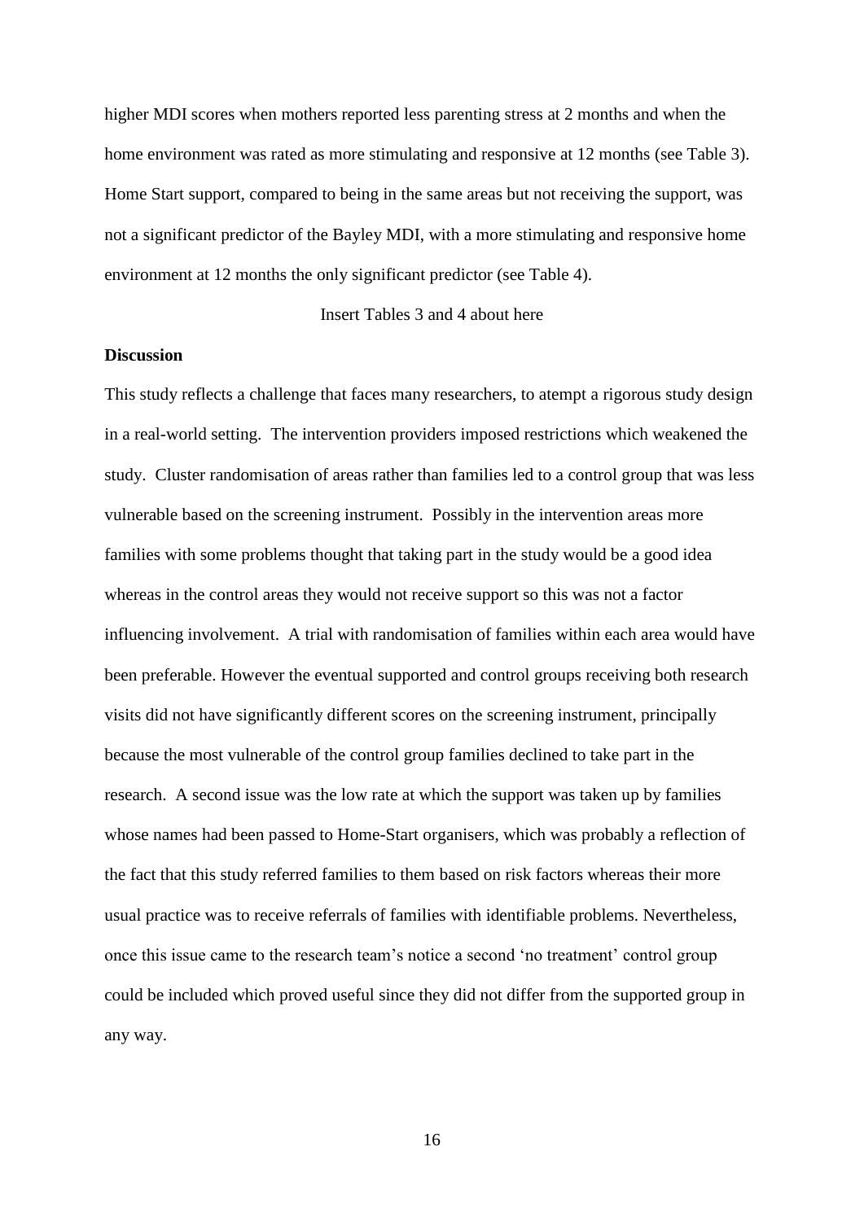higher MDI scores when mothers reported less parenting stress at 2 months and when the home environment was rated as more stimulating and responsive at 12 months (see Table 3). Home Start support, compared to being in the same areas but not receiving the support, was not a significant predictor of the Bayley MDI, with a more stimulating and responsive home environment at 12 months the only significant predictor (see Table 4).

Insert Tables 3 and 4 about here

**Discussion**

This study reflects a challenge that faces many researchers, to atempt a rigorous study design in a real-world setting. The intervention providers imposed restrictions which weakened the study. Cluster randomisation of areas rather than families led to a control group that was less vulnerable based on the screening instrument. Possibly in the intervention areas more families with some problems thought that taking part in the study would be a good idea whereas in the control areas they would not receive support so this was not a factor influencing involvement. A trial with randomisation of families within each area would have been preferable. However the eventual supported and control groups receiving both research visits did not have significantly different scores on the screening instrument, principally because the most vulnerable of the control group families declined to take part in the research. A second issue was the low rate at which the support was taken up by families whose names had been passed to Home-Start organisers, which was probably a reflection of the fact that this study referred families to them based on risk factors whereas their more usual practice was to receive referrals of families with identifiable problems. Nevertheless, once this issue came to the research team's notice a second 'no treatment' control group could be included which proved useful since they did not differ from the supported group in any way.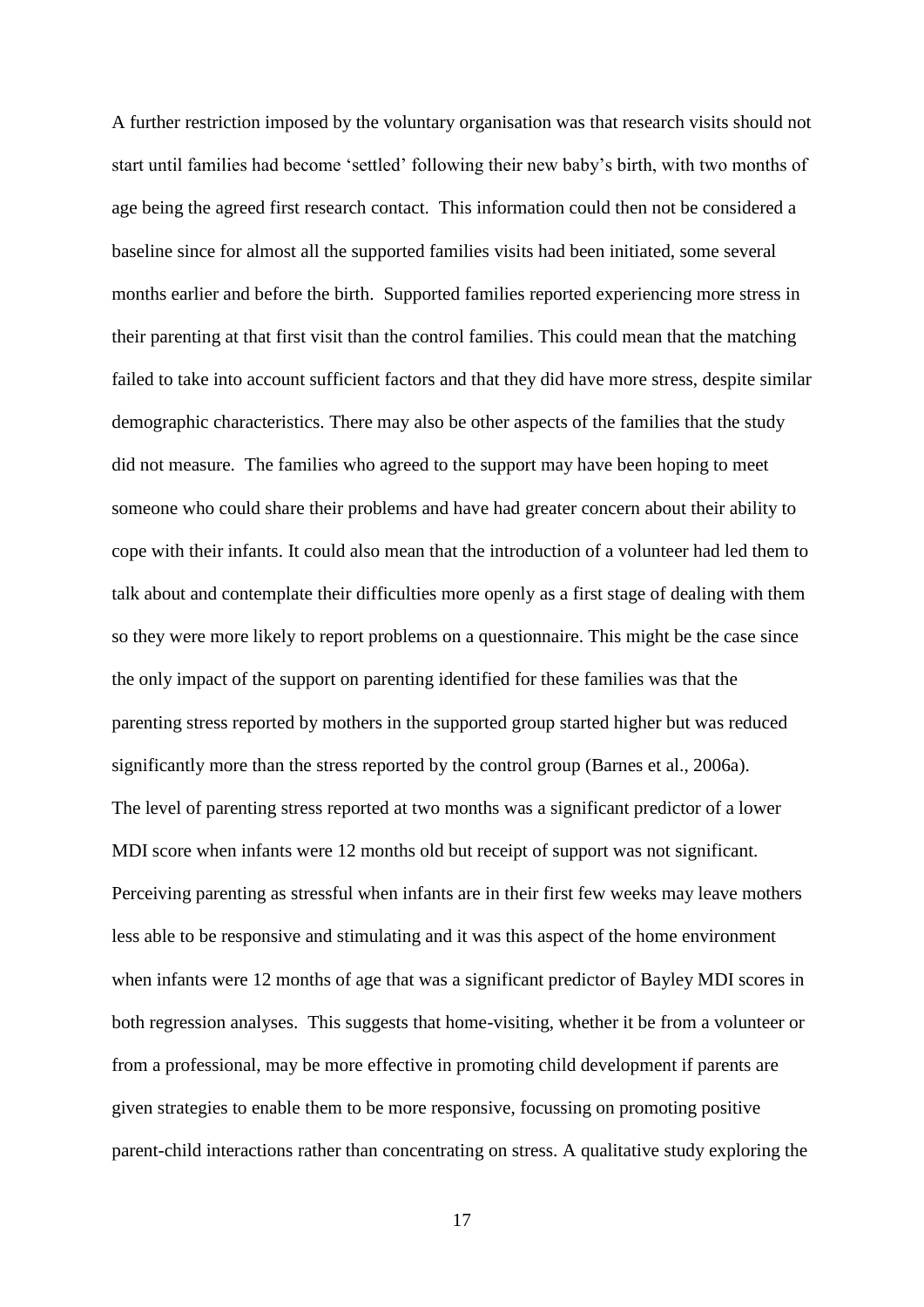A further restriction imposed by the voluntary organisation was that research visits should not start until families had become 'settled' following their new baby's birth, with two months of age being the agreed first research contact. This information could then not be considered a baseline since for almost all the supported families visits had been initiated, some several months earlier and before the birth. Supported families reported experiencing more stress in their parenting at that first visit than the control families. This could mean that the matching failed to take into account sufficient factors and that they did have more stress, despite similar demographic characteristics. There may also be other aspects of the families that the study did not measure. The families who agreed to the support may have been hoping to meet someone who could share their problems and have had greater concern about their ability to cope with their infants. It could also mean that the introduction of a volunteer had led them to talk about and contemplate their difficulties more openly as a first stage of dealing with them so they were more likely to report problems on a questionnaire. This might be the case since the only impact of the support on parenting identified for these families was that the parenting stress reported by mothers in the supported group started higher but was reduced significantly more than the stress reported by the control group (Barnes et al., 2006a).

The level of parenting stress reported at two months was a significant predictor of a lower MDI score when infants were 12 months old but receipt of support was not significant. Perceiving parenting as stressful when infants are in their first few weeks may leave mothers less able to be responsive and stimulating and it was this aspect of the home environment when infants were 12 months of age that was a significant predictor of Bayley MDI scores in both regression analyses. This suggests that home-visiting, whether it be from a volunteer or from a professional, may be more effective in promoting child development if parents are given strategies to enable them to be more responsive, focussing on promoting positive parent-child interactions rather than concentrating on stress. A qualitative study exploring the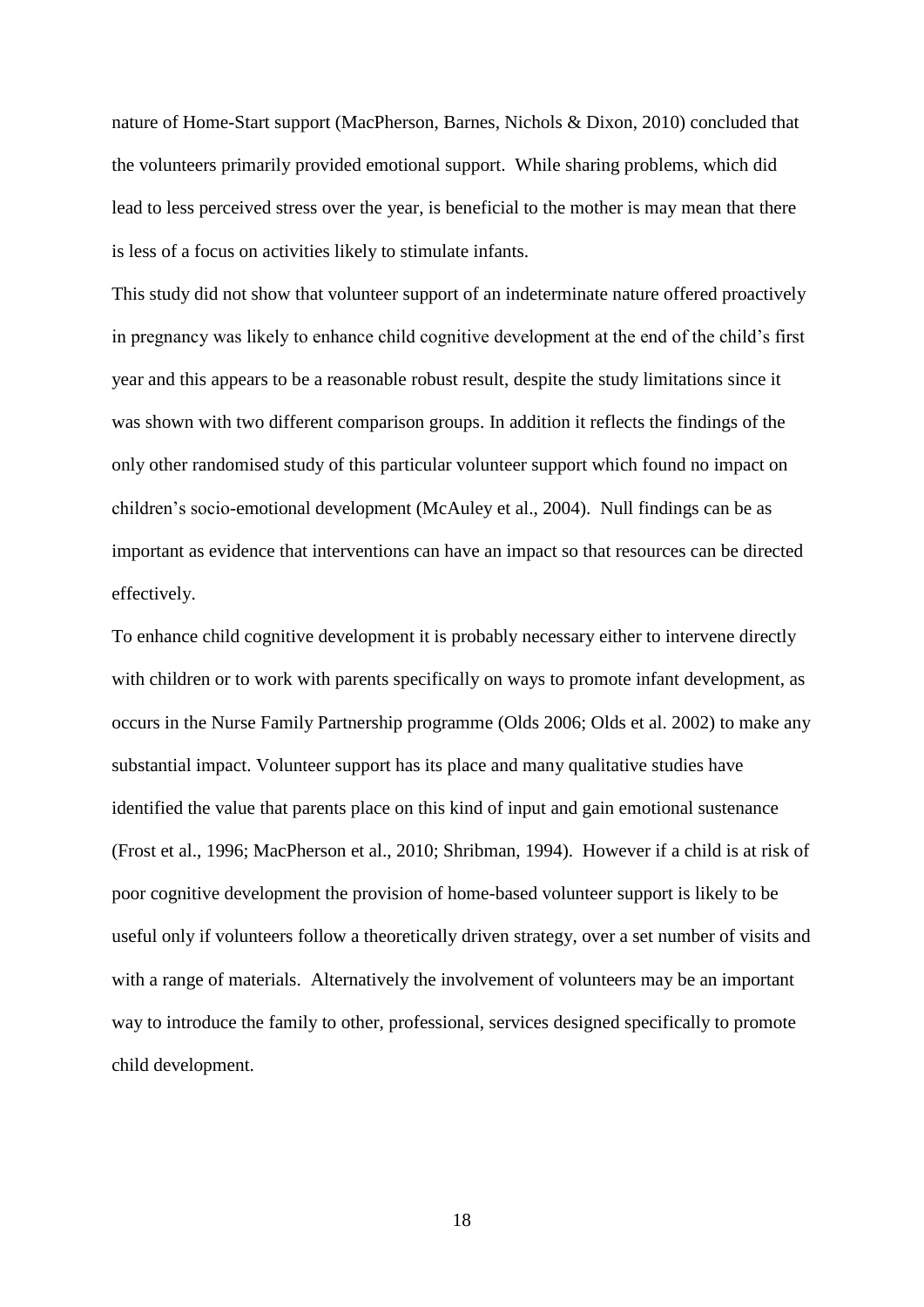nature of Home-Start support (MacPherson, Barnes, Nichols & Dixon, 2010) concluded that the volunteers primarily provided emotional support. While sharing problems, which did lead to less perceived stress over the year, is beneficial to the mother is may mean that there is less of a focus on activities likely to stimulate infants.

This study did not show that volunteer support of an indeterminate nature offered proactively in pregnancy was likely to enhance child cognitive development at the end of the child's first year and this appears to be a reasonable robust result, despite the study limitations since it was shown with two different comparison groups. In addition it reflects the findings of the only other randomised study of this particular volunteer support which found no impact on children's socio-emotional development (McAuley et al., 2004). Null findings can be as important as evidence that interventions can have an impact so that resources can be directed effectively.

To enhance child cognitive development it is probably necessary either to intervene directly with children or to work with parents specifically on ways to promote infant development, as occurs in the Nurse Family Partnership programme (Olds 2006; Olds et al. 2002) to make any substantial impact. Volunteer support has its place and many qualitative studies have identified the value that parents place on this kind of input and gain emotional sustenance (Frost et al., 1996; MacPherson et al., 2010; Shribman, 1994). However if a child is at risk of poor cognitive development the provision of home-based volunteer support is likely to be useful only if volunteers follow a theoretically driven strategy, over a set number of visits and with a range of materials. Alternatively the involvement of volunteers may be an important way to introduce the family to other, professional, services designed specifically to promote child development.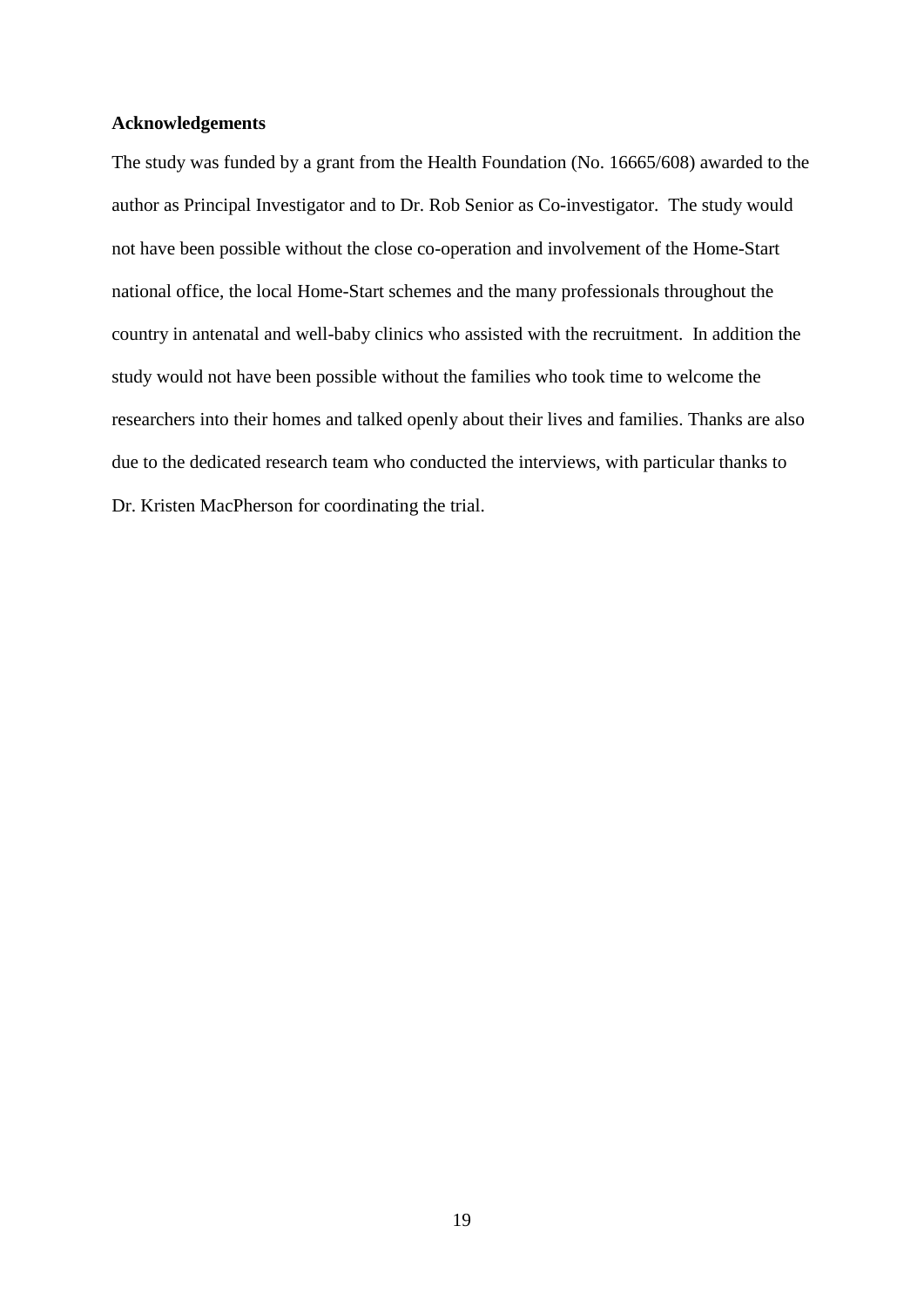**Acknowledgements**

The study was funded by a grant from the Health Foundation (No. 16665/608) awarded to the author as Principal Investigator and to Dr. Rob Senior as Co-investigator. The study would not have been possible without the close co-operation and involvement of the Home-Start national office, the local Home-Start schemes and the many professionals throughout the country in antenatal and well-baby clinics who assisted with the recruitment. In addition the study would not have been possible without the families who took time to welcome the researchers into their homes and talked openly about their lives and families. Thanks are also due to the dedicated research team who conducted the interviews, with particular thanks to Dr. Kristen MacPherson for coordinating the trial.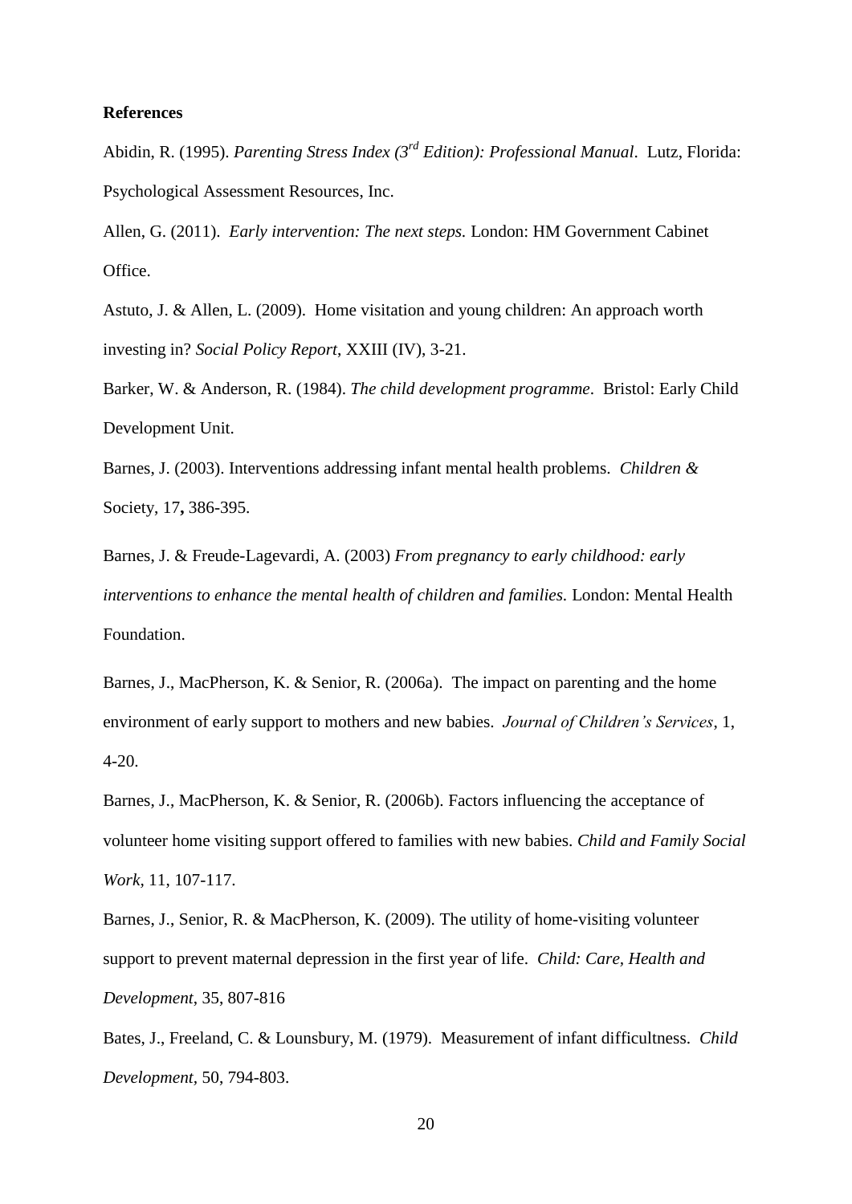**References**

Abidin, R. (1995). *Parenting Stress Index (3rd Edition): Professional Manual*. Lutz, Florida: Psychological Assessment Resources, Inc.

Allen, G. (2011). *Early intervention: The next steps.* London: HM Government Cabinet Office.

Astuto, J. & Allen, L. (2009). Home visitation and young children: An approach worth investing in? *Social Policy Report*, XXIII (IV), 3-21.

Barker, W. & Anderson, R. (1984). *The child development programme*. Bristol: Early Child Development Unit.

Barnes, J. (2003). Interventions addressing infant mental health problems. *Children &* Society, 17**,** 386-395.

Barnes, J. & Freude-Lagevardi, A. (2003) *From pregnancy to early childhood: early interventions to enhance the mental health of children and families.* London: Mental Health Foundation.

Barnes, J., MacPherson, K. & Senior, R. (2006a). The impact on parenting and the home environment of early support to mothers and new babies. *Journal of Children's Services*, 1, 4-20.

Barnes, J., MacPherson, K. & Senior, R. (2006b). Factors influencing the acceptance of volunteer home visiting support offered to families with new babies. *Child and Family Social Work*, 11, 107-117.

Barnes, J., Senior, R. & MacPherson, K. (2009). The utility of home-visiting volunteer support to prevent maternal depression in the first year of life. *Child: Care, Health and Development*, 35, 807-816

Bates, J., Freeland, C. & Lounsbury, M. (1979). Measurement of infant difficultness. *Child Development*, 50, 794-803.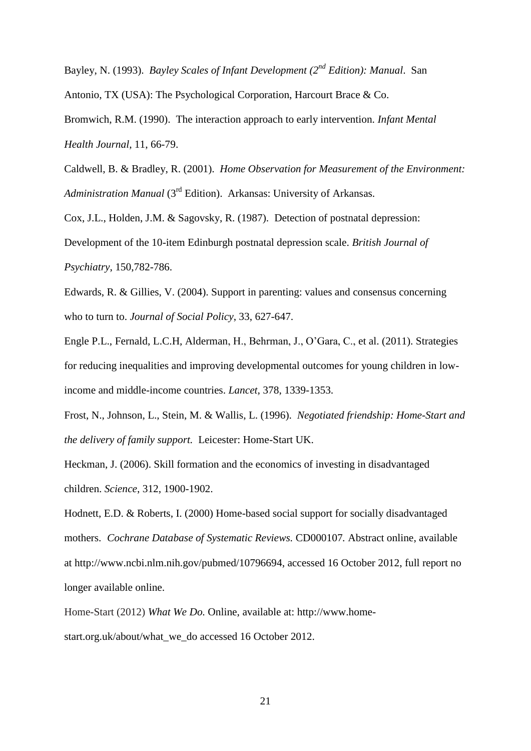Bayley, N. (1993). *Bayley Scales of Infant Development (2nd Edition): Manual*. San Antonio, TX (USA): The Psychological Corporation, Harcourt Brace & Co.

Bromwich, R.M. (1990). The interaction approach to early intervention. *Infant Mental Health Journal*, 11, 66-79.

Caldwell, B. & Bradley, R. (2001). *Home Observation for Measurement of the Environment: Administration Manual* (3rd Edition). Arkansas: University of Arkansas.

Cox, J.L., Holden, J.M. & Sagovsky, R. (1987). Detection of postnatal depression: Development of the 10-item Edinburgh postnatal depression scale. *British Journal of Psychiatry*, 150,782-786.

Edwards, R. & Gillies, V. (2004). Support in parenting: values and consensus concerning who to turn to. *Journal of Social Policy*, 33, 627-647.

Engle P.L., Fernald, L.C.H, Alderman, H., Behrman, J., O'Gara, C., et al. (2011). Strategies for reducing inequalities and improving developmental outcomes for young children in low-income and middle-income countries. *Lancet*, 378, 1339-1353.

Frost, N., Johnson, L., Stein, M. & Wallis, L. (1996). *Negotiated friendship: Home-Start and the delivery of family support.* Leicester: Home-Start UK.

Heckman, J. (2006). Skill formation and the economics of investing in disadvantaged children. *Science*, 312, 1900-1902.

Hodnett, E.D. & Roberts, I. (2000) Home-based social support for socially disadvantaged mothers. *Cochrane Database of Systematic Reviews.* CD000107. Abstract online, available at http://www.ncbi.nlm.nih.gov/pubmed/10796694, accessed 16 October 2012, full report no longer available online.

Home-Start (2012) *What We Do.* Online, available at: http://www.home-start.org.uk/about/what_we_do accessed 16 October 2012.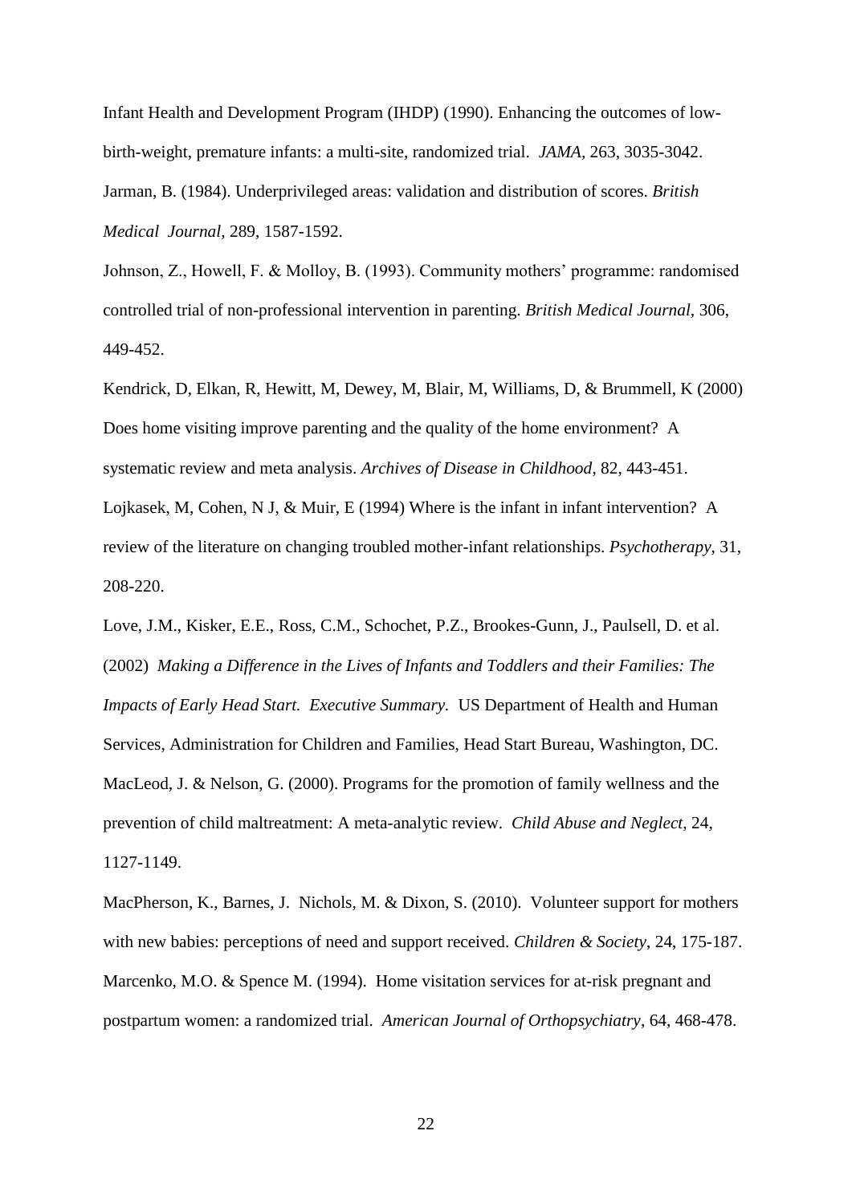Infant Health and Development Program (IHDP) (1990). Enhancing the outcomes of low-birth-weight, premature infants: a multi-site, randomized trial. *JAMA*, 263, 3035-3042.

Jarman, B. (1984). Underprivileged areas: validation and distribution of scores. *British Medical Journal*, 289, 1587-1592.

Johnson, Z., Howell, F. & Molloy, B. (1993). Community mothers' programme: randomised controlled trial of non-professional intervention in parenting. *British Medical Journal*, 306, 449-452.

Kendrick, D, Elkan, R, Hewitt, M, Dewey, M, Blair, M, Williams, D, & Brummell, K (2000) Does home visiting improve parenting and the quality of the home environment? A systematic review and meta analysis. *Archives of Disease in Childhood*, 82, 443-451.

Lojkasek, M, Cohen, N J, & Muir, E (1994) Where is the infant in infant intervention? A review of the literature on changing troubled mother-infant relationships. *Psychotherapy*, 31, 208-220.

Love, J.M., Kisker, E.E., Ross, C.M., Schochet, P.Z., Brookes-Gunn, J., Paulsell, D. et al. (2002) *Making a Difference in the Lives of Infants and Toddlers and their Families: The Impacts of Early Head Start. Executive Summary.* US Department of Health and Human Services, Administration for Children and Families, Head Start Bureau, Washington, DC.

MacLeod, J. & Nelson, G. (2000). Programs for the promotion of family wellness and the prevention of child maltreatment: A meta-analytic review. *Child Abuse and Neglect*, 24, 1127-1149.

MacPherson, K., Barnes, J. Nichols, M. & Dixon, S. (2010). Volunteer support for mothers with new babies: perceptions of need and support received. *Children & Society*, 24, 175-187.

Marcenko, M.O. & Spence M. (1994). Home visitation services for at-risk pregnant and postpartum women: a randomized trial. *American Journal of Orthopsychiatry*, 64, 468-478.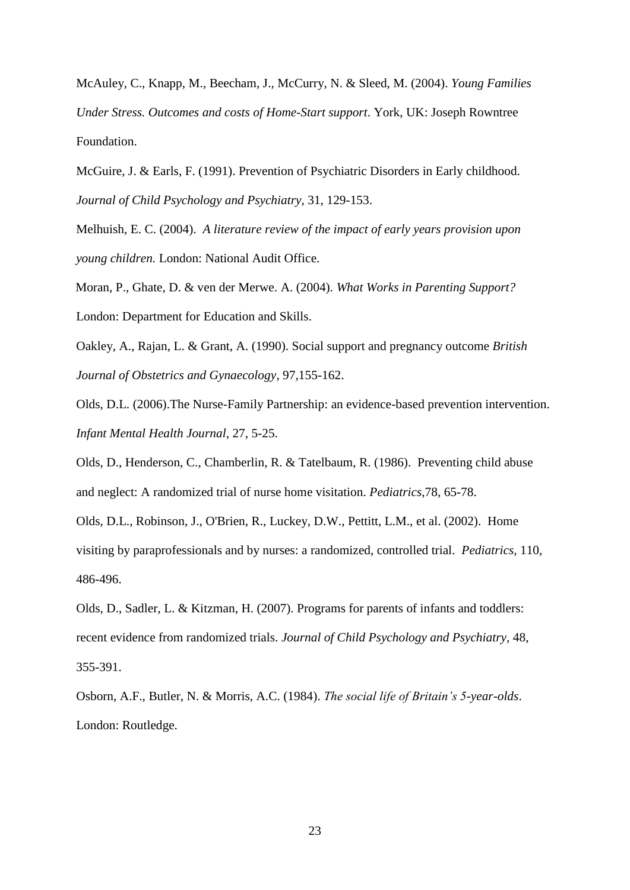McAuley, C., Knapp, M., Beecham, J., McCurry, N. & Sleed, M. (2004). *Young Families Under Stress. Outcomes and costs of Home-Start support*. York, UK: Joseph Rowntree Foundation.

McGuire, J. & Earls, F. (1991). Prevention of Psychiatric Disorders in Early childhood. *Journal of Child Psychology and Psychiatry,* 31, 129-153.

Melhuish, E. C. (2004). *A literature review of the impact of early years provision upon young children.* London: National Audit Office.

Moran, P., Ghate, D. & ven der Merwe. A. (2004). *What Works in Parenting Support?* London: Department for Education and Skills.

Oakley, A., Rajan, L. & Grant, A. (1990). Social support and pregnancy outcome *British Journal of Obstetrics and Gynaecology*, 97,155-162.

Olds, D.L. (2006).The Nurse-Family Partnership: an evidence-based prevention intervention. *Infant Mental Health Journal,* 27, 5-25.

Olds, D., Henderson, C., Chamberlin, R. & Tatelbaum, R. (1986). Preventing child abuse and neglect: A randomized trial of nurse home visitation. *Pediatrics,*78, 65-78.

Olds, D.L., Robinson, J., O'Brien, R., Luckey, D.W., Pettitt, L.M., et al. (2002). Home visiting by paraprofessionals and by nurses: a randomized, controlled trial. *Pediatrics,* 110, 486-496.

Olds, D., Sadler, L. & Kitzman, H. (2007). Programs for parents of infants and toddlers: recent evidence from randomized trials. *Journal of Child Psychology and Psychiatry,* 48, 355-391.

Osborn, A.F., Butler, N. & Morris, A.C. (1984). *The social life of Britain's 5-year-olds*. London: Routledge.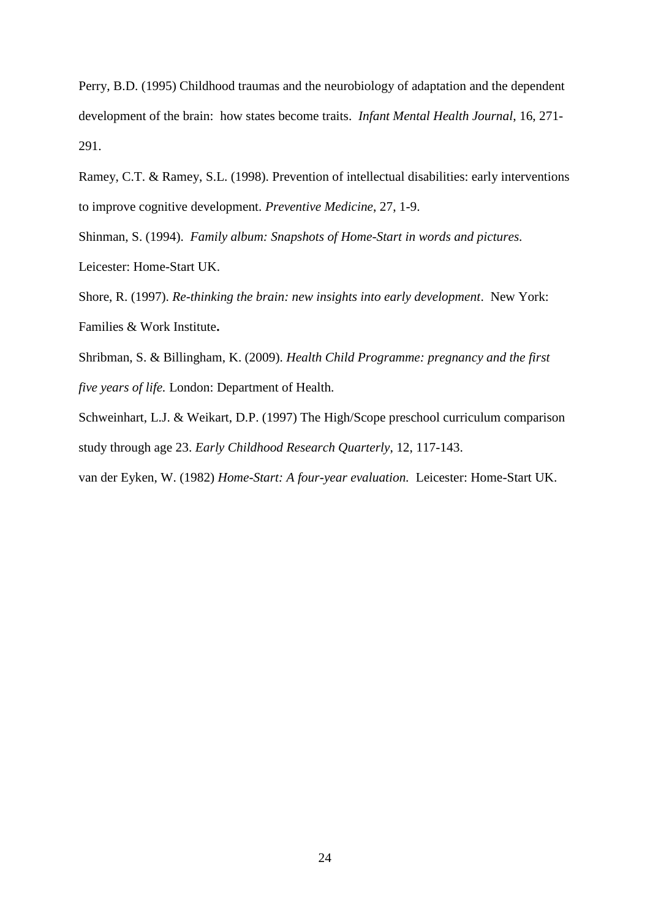Perry, B.D. (1995) Childhood traumas and the neurobiology of adaptation and the dependent development of the brain: how states become traits. *Infant Mental Health Journal*, 16, 271-291.

Ramey, C.T. & Ramey, S.L. (1998). Prevention of intellectual disabilities: early interventions to improve cognitive development. *Preventive Medicine*, 27, 1-9.

Shinman, S. (1994). *Family album: Snapshots of Home-Start in words and pictures.* Leicester: Home-Start UK.

Shore, R. (1997). *Re-thinking the brain: new insights into early development*. New York: Families & Work Institute**.**

Shribman, S. & Billingham, K. (2009). *Health Child Programme: pregnancy and the first five years of life.* London: Department of Health.

Schweinhart, L.J. & Weikart, D.P. (1997) The High/Scope preschool curriculum comparison study through age 23. *Early Childhood Research Quarterly*, 12, 117-143.

van der Eyken, W. (1982) *Home-Start: A four-year evaluation.* Leicester: Home-Start UK.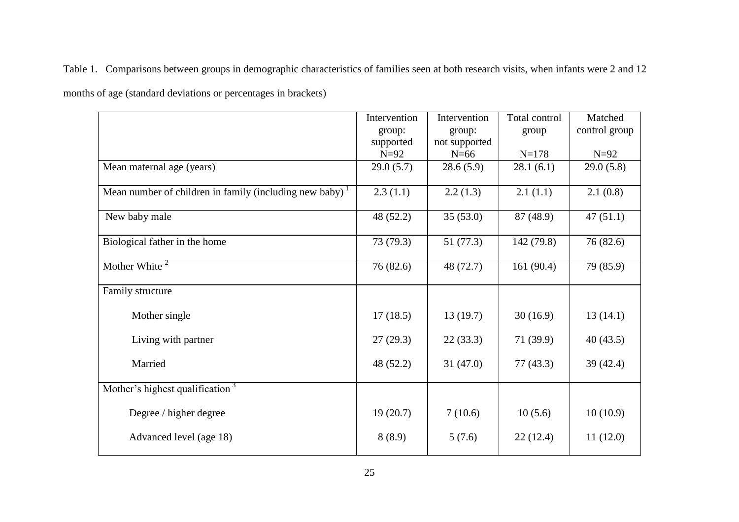Table 1. Comparisons between groups in demographic characteristics of families seen at both research visits, when infants were 2 and 12 months of age (standard deviations or percentages in brackets)

| | Intervention group: supported N=92 | Intervention group: not supported N=66 | Total control group N=178 | Matched control group N=92 |
|---|---|---|---|---|
| Mean maternal age (years) | 29.0 (5.7) | 28.6 (5.9) | 28.1 (6.1) | 29.0 (5.8) |
| Mean number of children in family (including new baby) [1] | 2.3 (1.1) | 2.2 (1.3) | 2.1 (1.1) | 2.1 (0.8) |
| New baby male | 48 (52.2) | 35 (53.0) | 87 (48.9) | 47 (51.1) |
| Biological father in the home | 73 (79.3) | 51 (77.3) | 142 (79.8) | 76 (82.6) |
| Mother White [2] | 76 (82.6) | 48 (72.7) | 161 (90.4) | 79 (85.9) |
| Family structure | | | | |
| Mother single | 17 (18.5) | 13 (19.7) | 30 (16.9) | 13 (14.1) |
| Living with partner | 27 (29.3) | 22 (33.3) | 71 (39.9) | 40 (43.5) |
| Married | 48 (52.2) | 31 (47.0) | 77 (43.3) | 39 (42.4) |
| Mother's highest qualification [3] | | | | |
| Degree / higher degree | 19 (20.7) | 7 (10.6) | 10 (5.6) | 10 (10.9) |
| Advanced level (age 18) | 8 (8.9) | 5 (7.6) | 22 (12.4) | 11 (12.0) |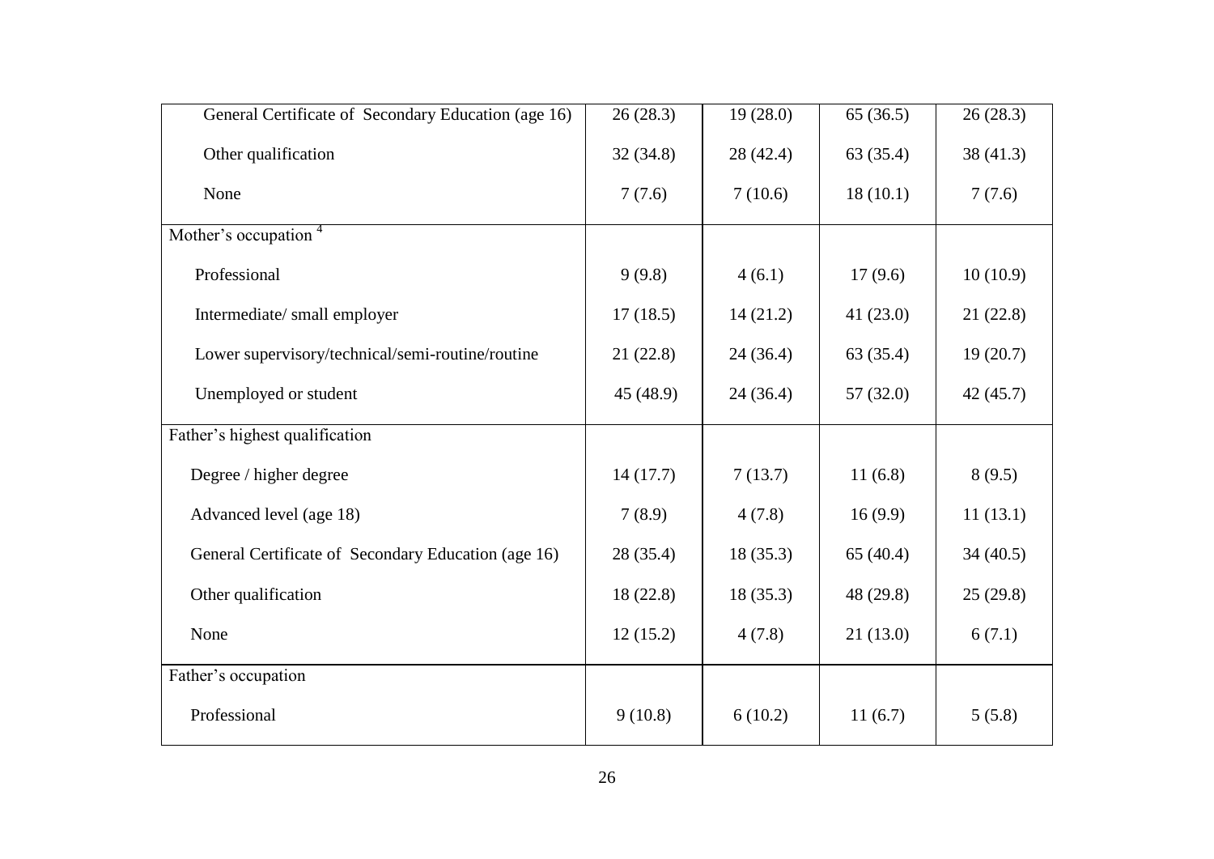| | | | | |
|---|---|---|---|---|
| General Certificate of Secondary Education (age 16) | 26 (28.3) | 19 (28.0) | 65 (36.5) | 26 (28.3) |
| Other qualification | 32 (34.8) | 28 (42.4) | 63 (35.4) | 38 (41.3) |
| None | 7 (7.6) | 7 (10.6) | 18 (10.1) | 7 (7.6) |
| Mother's occupation [4] | | | | |
| Professional | 9 (9.8) | 4 (6.1) | 17 (9.6) | 10 (10.9) |
| Intermediate/ small employer | 17 (18.5) | 14 (21.2) | 41 (23.0) | 21 (22.8) |
| Lower supervisory/technical/semi-routine/routine | 21 (22.8) | 24 (36.4) | 63 (35.4) | 19 (20.7) |
| Unemployed or student | 45 (48.9) | 24 (36.4) | 57 (32.0) | 42 (45.7) |
| Father's highest qualification | | | | |
| Degree / higher degree | 14 (17.7) | 7 (13.7) | 11 (6.8) | 8 (9.5) |
| Advanced level (age 18) | 7 (8.9) | 4 (7.8) | 16 (9.9) | 11 (13.1) |
| General Certificate of Secondary Education (age 16) | 28 (35.4) | 18 (35.3) | 65 (40.4) | 34 (40.5) |
| Other qualification | 18 (22.8) | 18 (35.3) | 48 (29.8) | 25 (29.8) |
| None | 12 (15.2) | 4 (7.8) | 21 (13.0) | 6 (7.1) |
| Father's occupation | | | | |
| Professional | 9 (10.8) | 6 (10.2) | 11 (6.7) | 5 (5.8) |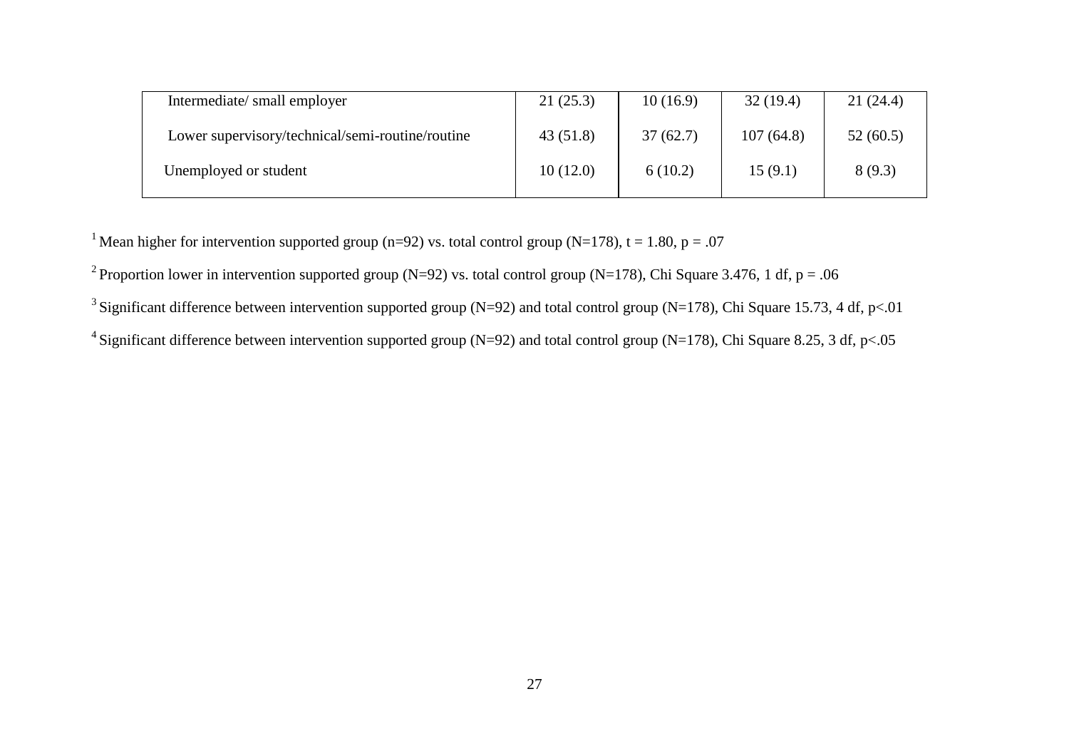| | | | | |
|---|---|---|---|---|
| Intermediate/ small employer | 21 (25.3) | 10 (16.9) | 32 (19.4) | 21 (24.4) |
| Lower supervisory/technical/semi-routine/routine | 43 (51.8) | 37 (62.7) | 107 (64.8) | 52 (60.5) |
| Unemployed or student | 10 (12.0) | 6 (10.2) | 15 (9.1) | 8 (9.3) |

[1] Mean higher for intervention supported group (n=92) vs. total control group (N=178), $t = 1.80$, $p = .07$

[2] Proportion lower in intervention supported group (N=92) vs. total control group (N=178), Chi Square 3.476, 1 df, $p = .06$

[3] Significant difference between intervention supported group (N=92) and total control group (N=178), Chi Square 15.73, 4 df, $p<.01$

[4] Significant difference between intervention supported group (N=92) and total control group (N=178), Chi Square 8.25, 3 df, $p<.05$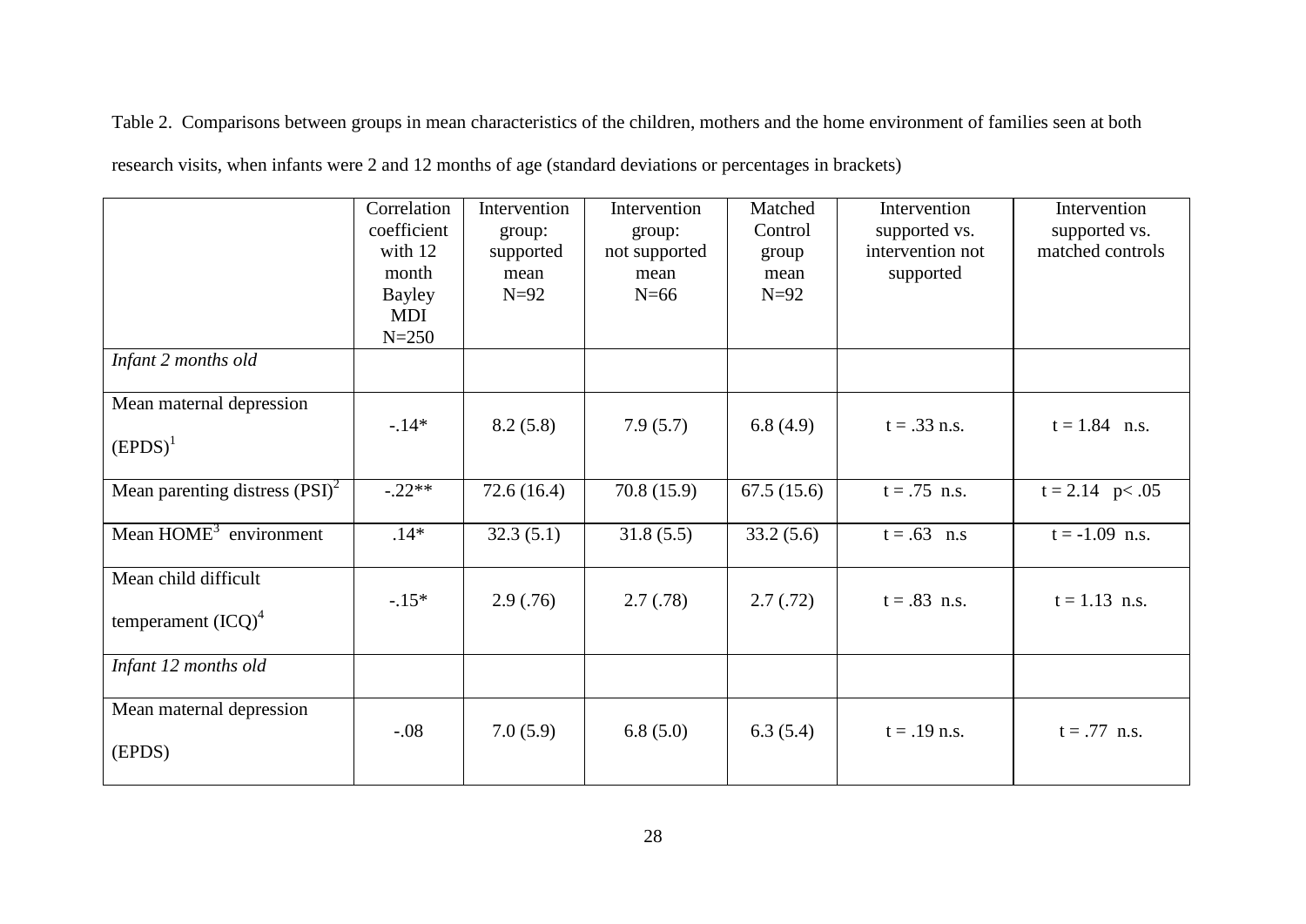Table 2. Comparisons between groups in mean characteristics of the children, mothers and the home environment of families seen at both research visits, when infants were 2 and 12 months of age (standard deviations or percentages in brackets)

| | Correlation coefficient with 12 month Bayley MDI N=250 | Intervention group: supported mean N=92 | Intervention group: not supported mean N=66 | Matched Control group mean N=92 | Intervention supported vs. intervention not supported | Intervention supported vs. matched controls |
|---|---|---|---|---|---|---|
| *Infant 2 months old* | | | | | | |
| Mean maternal depression (EPDS)[1] | -.14* | 8.2 (5.8) | 7.9 (5.7) | 6.8 (4.9) | t = .33 n.s. | t = 1.84 n.s. |
| Mean parenting distress (PSI)[2] | -.22** | 72.6 (16.4) | 70.8 (15.9) | 67.5 (15.6) | t = .75 n.s. | t = 2.14 p< .05 |
| Mean HOME[3] environment | .14* | 32.3 (5.1) | 31.8 (5.5) | 33.2 (5.6) | t = .63 n.s | t = -1.09 n.s. |
| Mean child difficult temperament (ICQ)[4] | -.15* | 2.9 (.76) | 2.7 (.78) | 2.7 (.72) | t = .83 n.s. | t = 1.13 n.s. |
| *Infant 12 months old* | | | | | | |
| Mean maternal depression (EPDS) | -.08 | 7.0 (5.9) | 6.8 (5.0) | 6.3 (5.4) | t = .19 n.s. | t = .77 n.s. |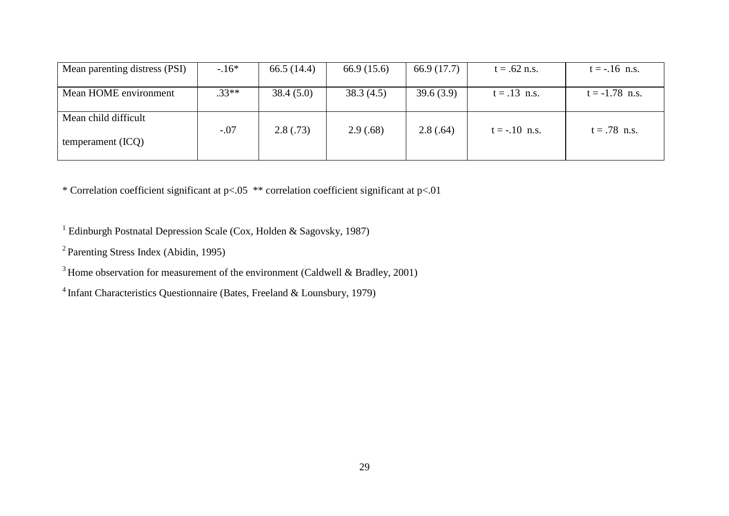| | | | | | | |
|---|---|---|---|---|---|---|
| Mean parenting distress (PSI) | -.16* | 66.5 (14.4) | 66.9 (15.6) | 66.9 (17.7) | t = .62 n.s. | t = -.16 n.s. |
| Mean HOME environment | .33** | 38.4 (5.0) | 38.3 (4.5) | 39.6 (3.9) | t = .13 n.s. | t = -1.78 n.s. |
| Mean child difficult temperament (ICQ) | -.07 | 2.8 (.73) | 2.9 (.68) | 2.8 (.64) | t = -.10 n.s. | t = .78 n.s. |

* Correlation coefficient significant at p<.05 ** correlation coefficient significant at p<.01

[1] Edinburgh Postnatal Depression Scale (Cox, Holden & Sagovsky, 1987)

[2] Parenting Stress Index (Abidin, 1995)

[3] Home observation for measurement of the environment (Caldwell & Bradley, 2001)

[4] Infant Characteristics Questionnaire (Bates, Freeland & Lounsbury, 1979)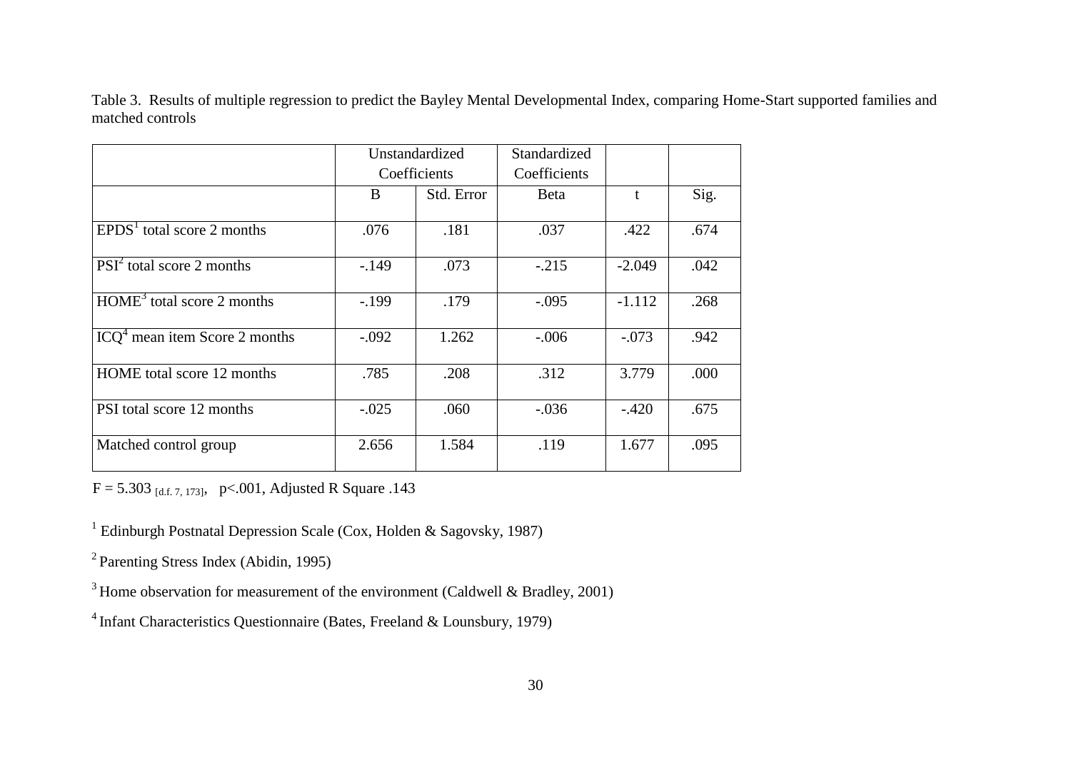Table 3. Results of multiple regression to predict the Bayley Mental Developmental Index, comparing Home-Start supported families and matched controls

| | Unstandardized Coefficients | | Standardized Coefficients | | |
|---|---|---|---|---|---|
| | B | Std. Error | Beta | t | Sig. |
| EPDS[1] total score 2 months | .076 | .181 | .037 | .422 | .674 |
| PSI[2] total score 2 months | -.149 | .073 | -.215 | -2.049 | .042 |
| HOME[3] total score 2 months | -.199 | .179 | -.095 | -1.112 | .268 |
| ICQ[4] mean item Score 2 months | -.092 | 1.262 | -.006 | -.073 | .942 |
| HOME total score 12 months | .785 | .208 | .312 | 3.779 | .000 |
| PSI total score 12 months | -.025 | .060 | -.036 | -.420 | .675 |
| Matched control group | 2.656 | 1.584 | .119 | 1.677 | .095 |

$F = 5.303_{[d.f.\ 7,\ 173]}$, $p<.001$, Adjusted R Square .143

[1] Edinburgh Postnatal Depression Scale (Cox, Holden & Sagovsky, 1987)

[2] Parenting Stress Index (Abidin, 1995)

[3] Home observation for measurement of the environment (Caldwell & Bradley, 2001)

[4] Infant Characteristics Questionnaire (Bates, Freeland & Lounsbury, 1979)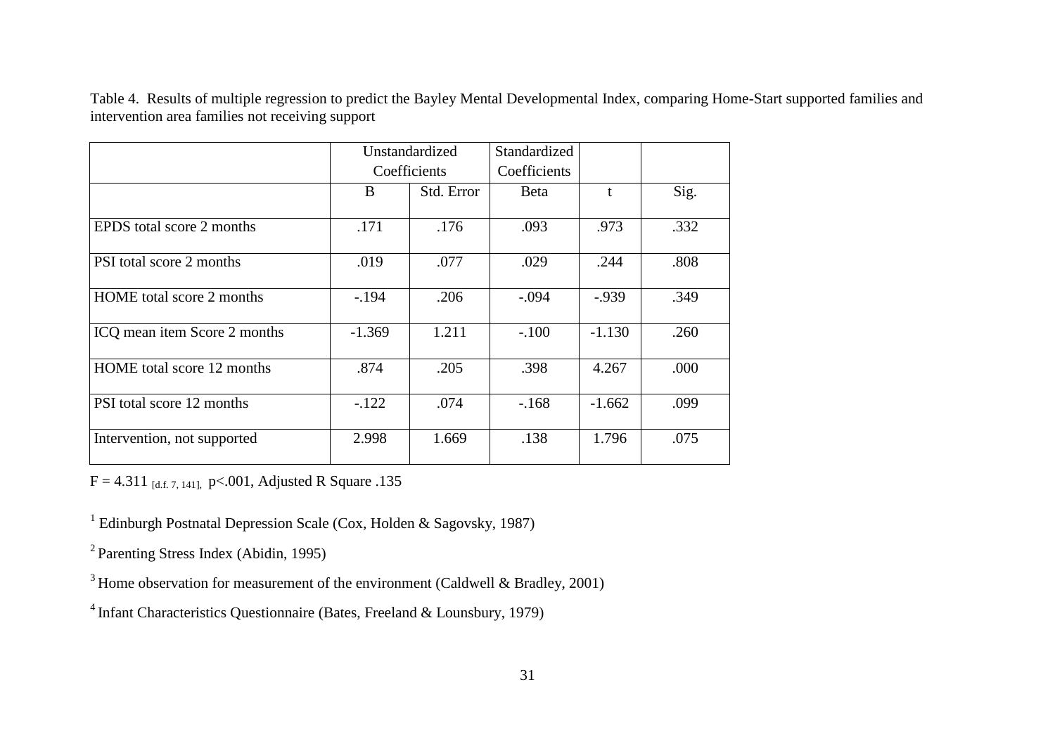Table 4. Results of multiple regression to predict the Bayley Mental Developmental Index, comparing Home-Start supported families and intervention area families not receiving support

| | Unstandardized Coefficients | | Standardized Coefficients | | |
|---|---|---|---|---|---|
| | B | Std. Error | Beta | t | Sig. |
| EPDS total score 2 months | .171 | .176 | .093 | .973 | .332 |
| PSI total score 2 months | .019 | .077 | .029 | .244 | .808 |
| HOME total score 2 months | -.194 | .206 | -.094 | -.939 | .349 |
| ICQ mean item Score 2 months | -1.369 | 1.211 | -.100 | -1.130 | .260 |
| HOME total score 12 months | .874 | .205 | .398 | 4.267 | .000 |
| PSI total score 12 months | -.122 | .074 | -.168 | -1.662 | .099 |
| Intervention, not supported | 2.998 | 1.669 | .138 | 1.796 | .075 |

$F = 4.311_{[d.f.\ 7,\ 141]}$, $p<.001$, Adjusted R Square .135

[1] Edinburgh Postnatal Depression Scale (Cox, Holden & Sagovsky, 1987)

[2] Parenting Stress Index (Abidin, 1995)

[3] Home observation for measurement of the environment (Caldwell & Bradley, 2001)

[4] Infant Characteristics Questionnaire (Bates, Freeland & Lounsbury, 1979)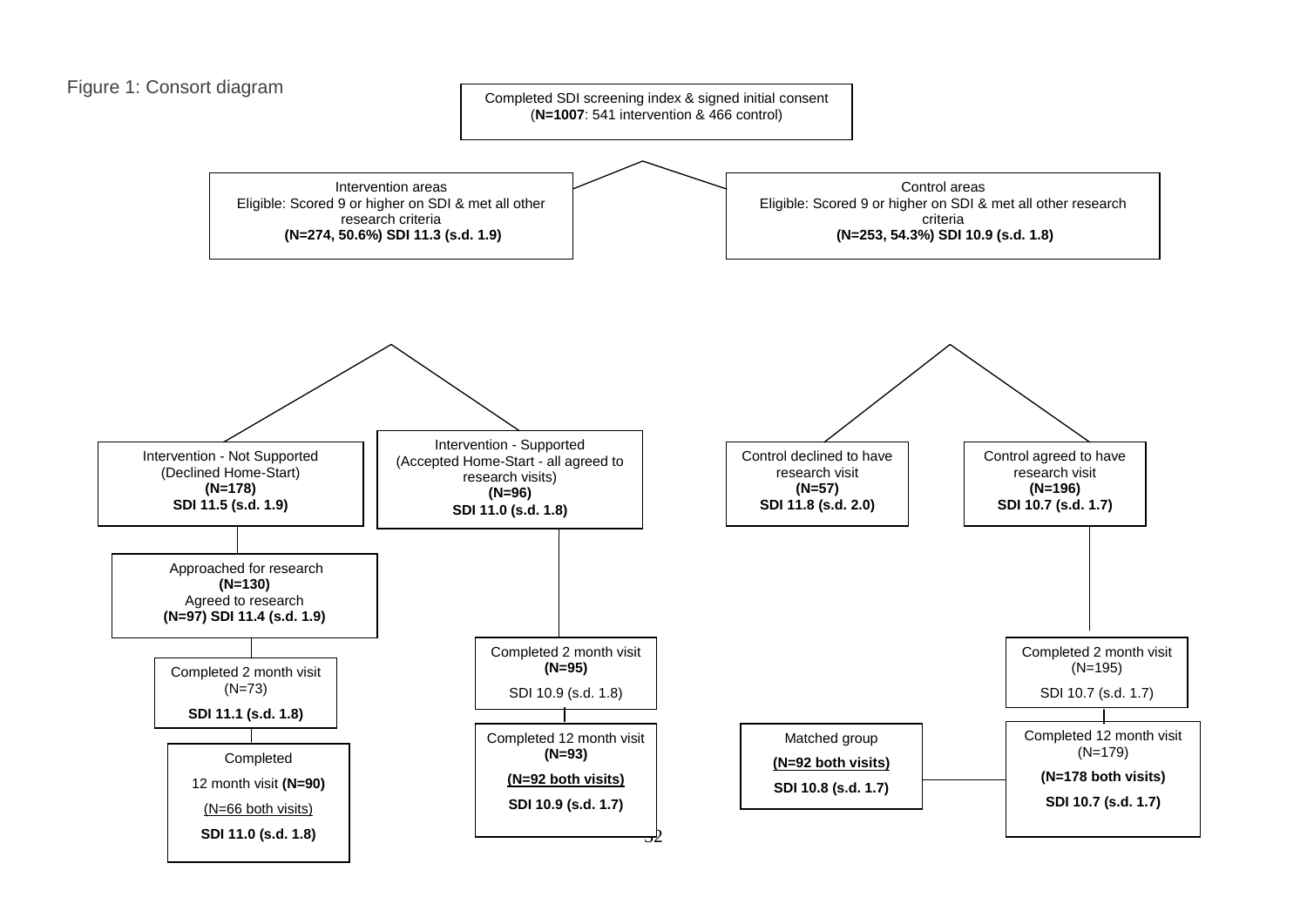Figure 1: Consort diagram

**Completed SDI screening index & signed initial consent** (**N=1007**: 541 intervention & 466 control)

- **Intervention areas**
  Eligible: Scored 9 or higher on SDI & met all other research criteria
  **(N=274, 50.6%) SDI 11.3 (s.d. 1.9)**
  - **Intervention - Not Supported**
    (Declined Home-Start)
    **(N=178)**
    **SDI 11.5 (s.d. 1.9)**
    - Approached for research
      **(N=130)**
      Agreed to research
      **(N=97) SDI 11.4 (s.d. 1.9)**
      - Completed 2 month visit
        (N=73)
        **SDI 11.1 (s.d. 1.8)**
        - Completed
          12 month visit **(N=90)**
          (N=66 both visits)
          **SDI 11.0 (s.d. 1.8)**
  - **Intervention - Supported**
    (Accepted Home-Start - all agreed to research visits)
    **(N=96)**
    **SDI 11.0 (s.d. 1.8)**
    - Completed 2 month visit
      **(N=95)**
      SDI 10.9 (s.d. 1.8)
      - Completed 12 month visit
        **(N=93)**
        **(N=92 both visits)**
        **SDI 10.9 (s.d. 1.7)**
- **Control areas**
  Eligible: Scored 9 or higher on SDI & met all other research criteria
  **(N=253, 54.3%) SDI 10.9 (s.d. 1.8)**
  - **Control declined to have research visit**
    **(N=57)**
    **SDI 11.8 (s.d. 2.0)**
  - **Control agreed to have research visit**
    **(N=196)**
    **SDI 10.7 (s.d. 1.7)**
    - Completed 2 month visit
      (N=195)
      SDI 10.7 (s.d. 1.7)
      - Completed 12 month visit
        (N=179)
        **(N=178 both visits)**
        **SDI 10.7 (s.d. 1.7)**
        - Matched group
          **(N=92 both visits)**
          **SDI 10.8 (s.d. 1.7)**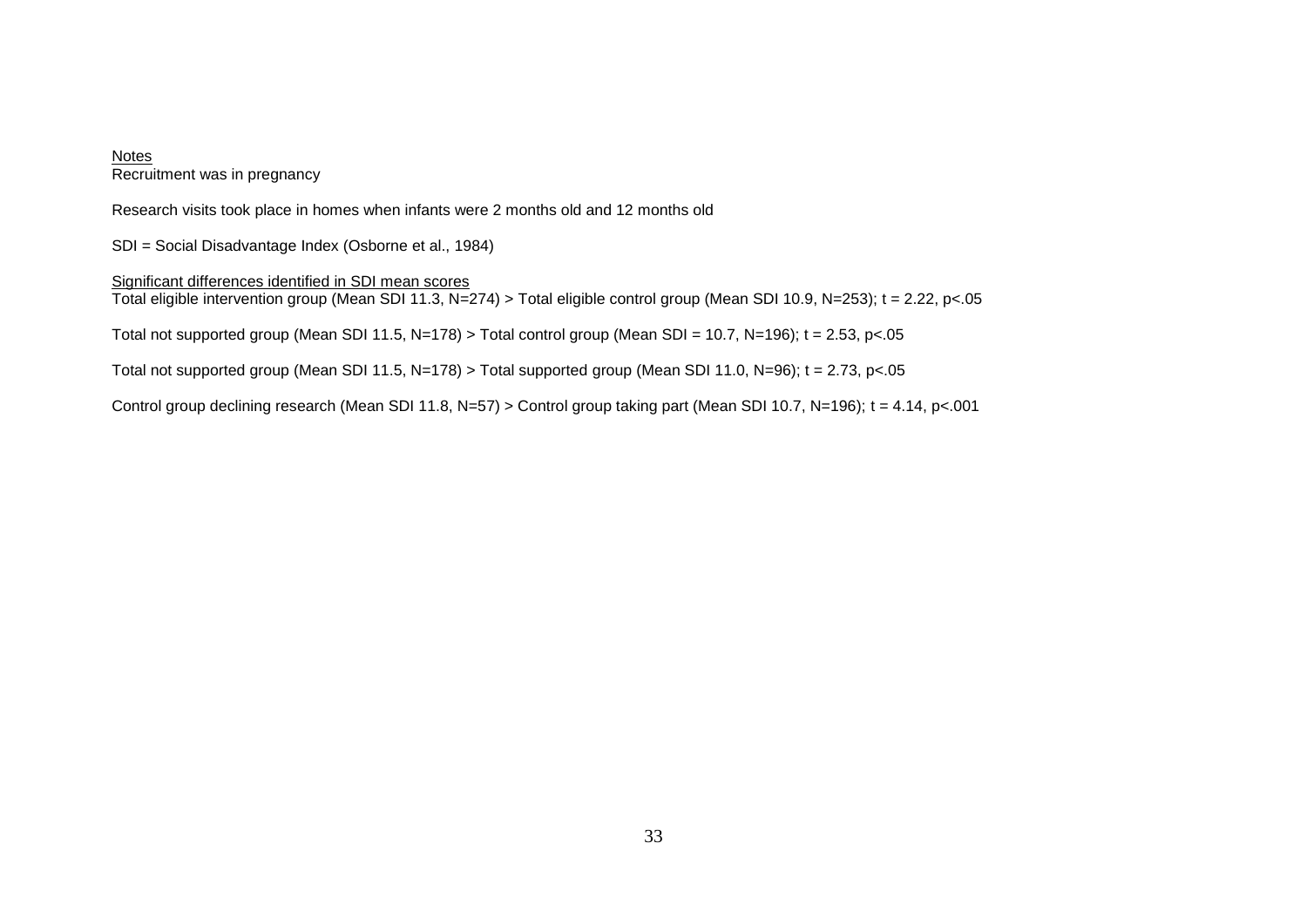<u>Notes</u>
Recruitment was in pregnancy

Research visits took place in homes when infants were 2 months old and 12 months old

SDI = Social Disadvantage Index (Osborne et al., 1984)

<u>Significant differences identified in SDI mean scores</u>
Total eligible intervention group (Mean SDI 11.3, N=274) > Total eligible control group (Mean SDI 10.9, N=253); $t = 2.22$, $p<.05$

Total not supported group (Mean SDI 11.5, N=178) > Total control group (Mean SDI = 10.7, N=196); $t = 2.53$, $p<.05$

Total not supported group (Mean SDI 11.5, N=178) > Total supported group (Mean SDI 11.0, N=96); $t = 2.73$, $p<.05$

Control group declining research (Mean SDI 11.8, N=57) > Control group taking part (Mean SDI 10.7, N=196); $t = 4.14$, $p<.001$